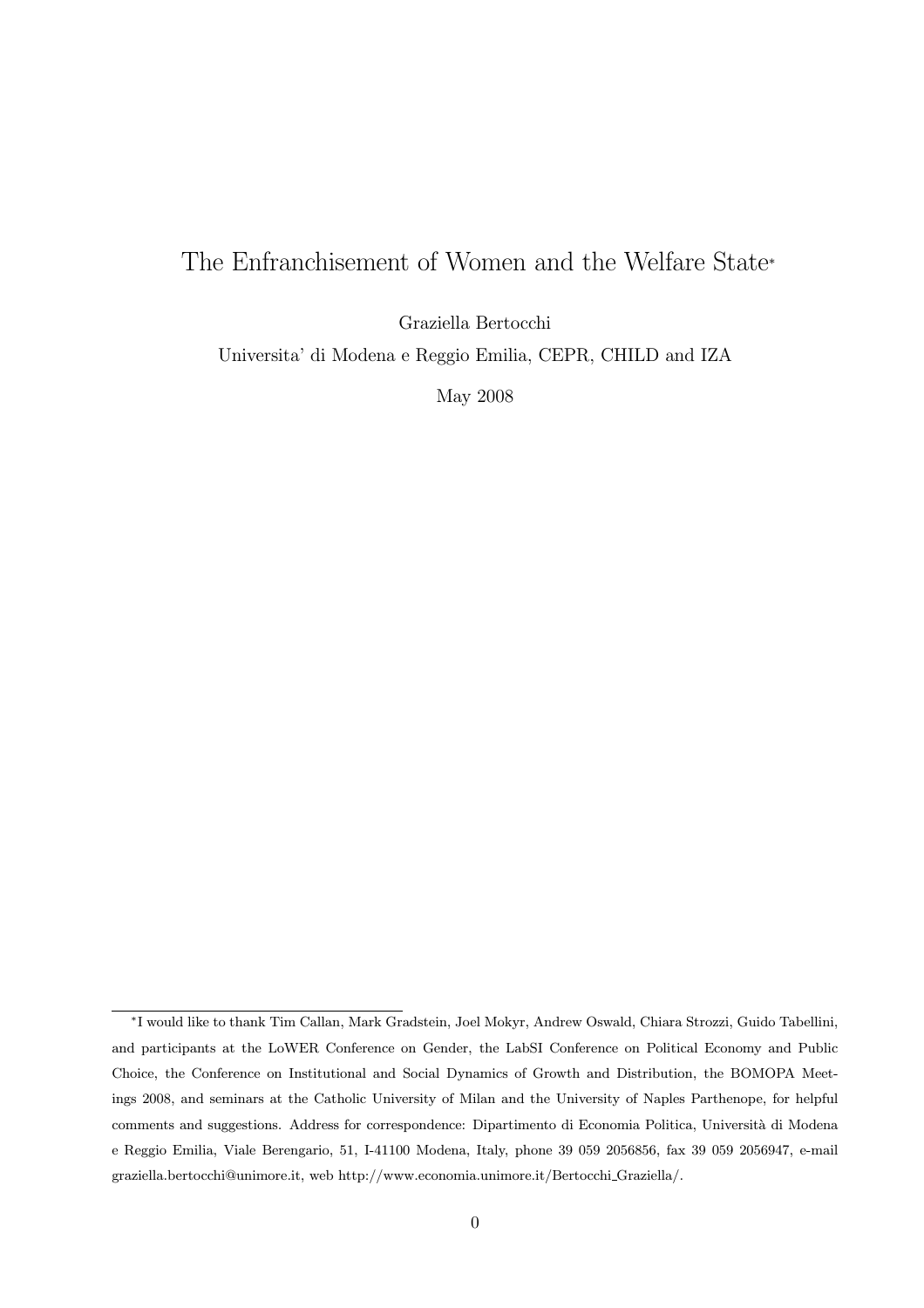# The Enfranchisement of Women and the Welfare State*

Graziella Bertocchi

Universita' di Modena e Reggio Emilia, CEPR, CHILD and IZA

May 2008

---

*I would like to thank Tim Callan, Mark Gradstein, Joel Mokyr, Andrew Oswald, Chiara Strozzi, Guido Tabellini, and participants at the LoWER Conference on Gender, the LabSI Conference on Political Economy and Public Choice, the Conference on Institutional and Social Dynamics of Growth and Distribution, the BOMOPA Meetings 2008, and seminars at the Catholic University of Milan and the University of Naples Parthenope, for helpful comments and suggestions. Address for correspondence: Dipartimento di Economia Politica, Università di Modena e Reggio Emilia, Viale Berengario, 51, I-41100 Modena, Italy, phone 39 059 2056856, fax 39 059 2056947, e-mail graziella.bertocchi@unimore.it, web http://www.economia.unimore.it/Bertocchi_Graziella/.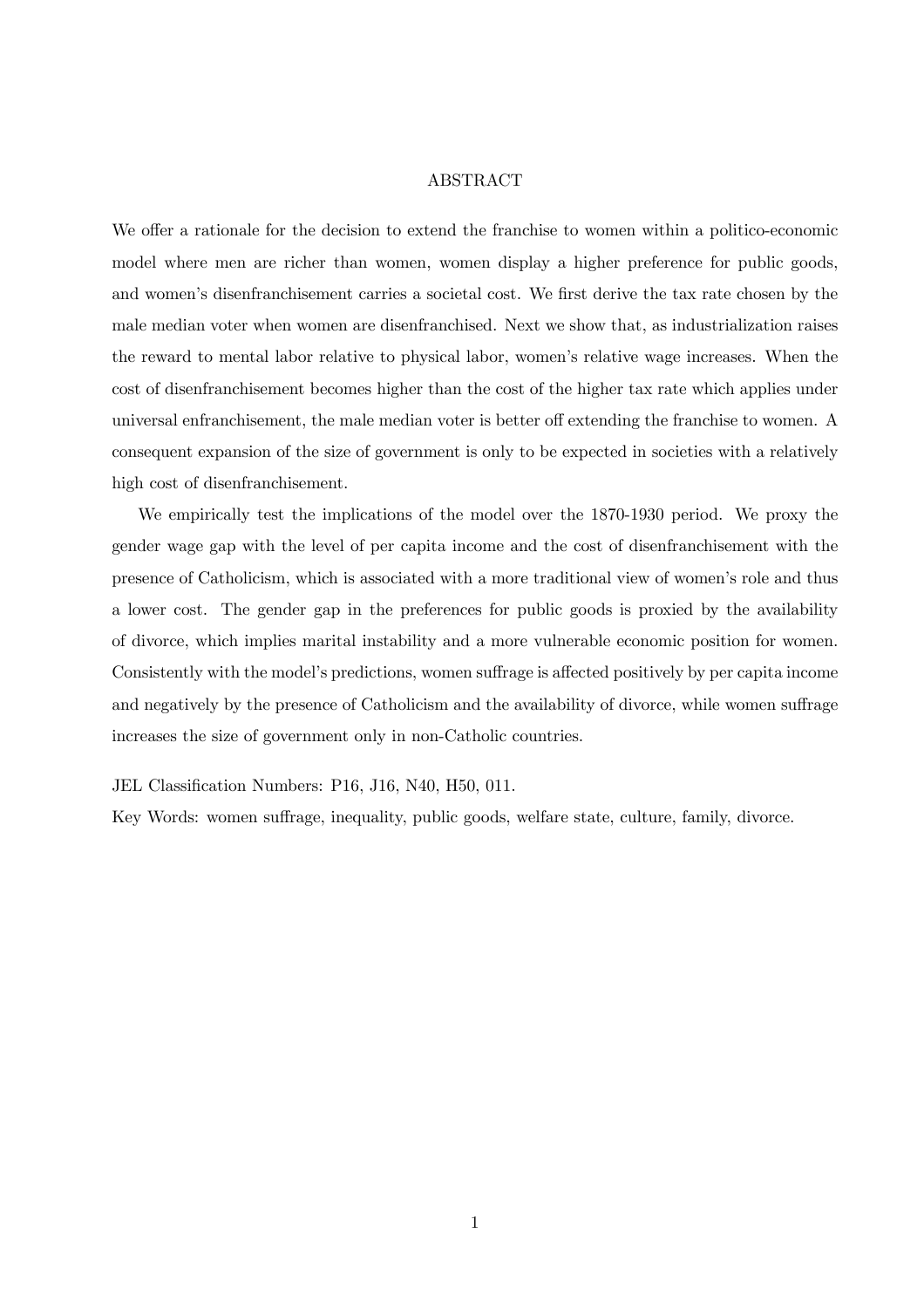# ABSTRACT

We offer a rationale for the decision to extend the franchise to women within a politico-economic model where men are richer than women, women display a higher preference for public goods, and women's disenfranchisement carries a societal cost. We first derive the tax rate chosen by the male median voter when women are disenfranchised. Next we show that, as industrialization raises the reward to mental labor relative to physical labor, women's relative wage increases. When the cost of disenfranchisement becomes higher than the cost of the higher tax rate which applies under universal enfranchisement, the male median voter is better off extending the franchise to women. A consequent expansion of the size of government is only to be expected in societies with a relatively high cost of disenfranchisement.

We empirically test the implications of the model over the 1870-1930 period. We proxy the gender wage gap with the level of per capita income and the cost of disenfranchisement with the presence of Catholicism, which is associated with a more traditional view of women's role and thus a lower cost. The gender gap in the preferences for public goods is proxied by the availability of divorce, which implies marital instability and a more vulnerable economic position for women. Consistently with the model's predictions, women suffrage is affected positively by per capita income and negatively by the presence of Catholicism and the availability of divorce, while women suffrage increases the size of government only in non-Catholic countries.

JEL Classification Numbers: P16, J16, N40, H50, 011.

Key Words: women suffrage, inequality, public goods, welfare state, culture, family, divorce.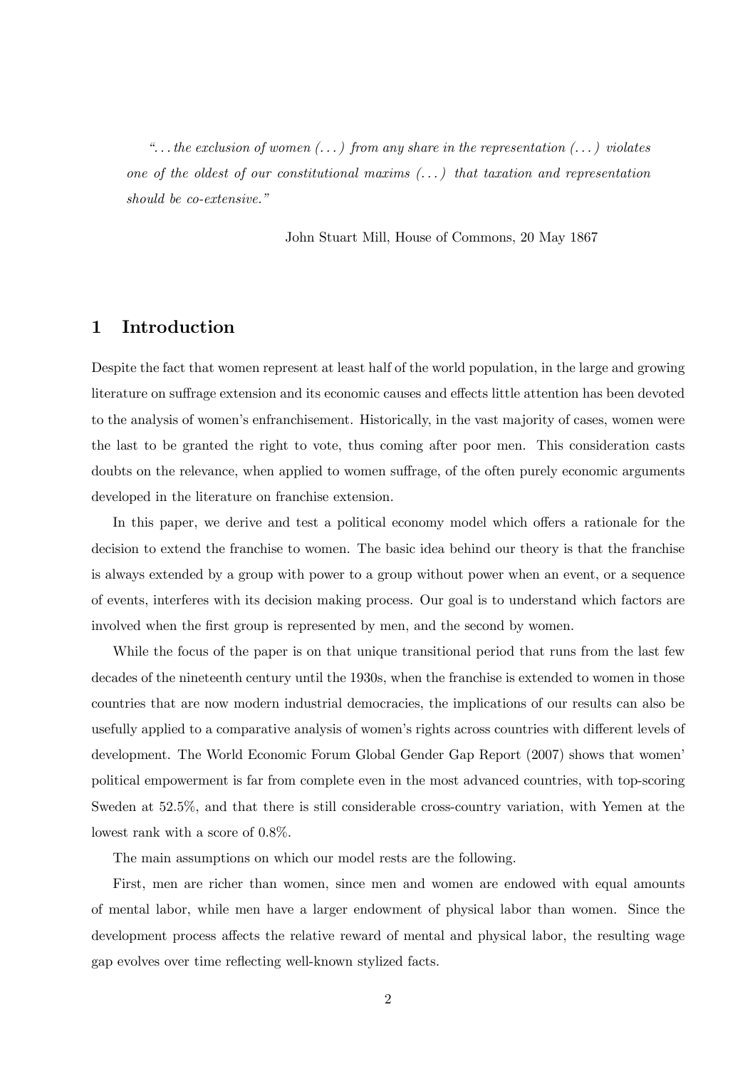*"...the exclusion of women (...) from any share in the representation (...) violates one of the oldest of our constitutional maxims (...) that taxation and representation should be co-extensive."*

John Stuart Mill, House of Commons, 20 May 1867

# 1 Introduction

Despite the fact that women represent at least half of the world population, in the large and growing literature on suffrage extension and its economic causes and effects little attention has been devoted to the analysis of women's enfranchisement. Historically, in the vast majority of cases, women were the last to be granted the right to vote, thus coming after poor men. This consideration casts doubts on the relevance, when applied to women suffrage, of the often purely economic arguments developed in the literature on franchise extension.

In this paper, we derive and test a political economy model which offers a rationale for the decision to extend the franchise to women. The basic idea behind our theory is that the franchise is always extended by a group with power to a group without power when an event, or a sequence of events, interferes with its decision making process. Our goal is to understand which factors are involved when the first group is represented by men, and the second by women.

While the focus of the paper is on that unique transitional period that runs from the last few decades of the nineteenth century until the 1930s, when the franchise is extended to women in those countries that are now modern industrial democracies, the implications of our results can also be usefully applied to a comparative analysis of women's rights across countries with different levels of development. The World Economic Forum Global Gender Gap Report (2007) shows that women' political empowerment is far from complete even in the most advanced countries, with top-scoring Sweden at 52.5%, and that there is still considerable cross-country variation, with Yemen at the lowest rank with a score of 0.8%.

The main assumptions on which our model rests are the following.

First, men are richer than women, since men and women are endowed with equal amounts of mental labor, while men have a larger endowment of physical labor than women. Since the development process affects the relative reward of mental and physical labor, the resulting wage gap evolves over time reflecting well-known stylized facts.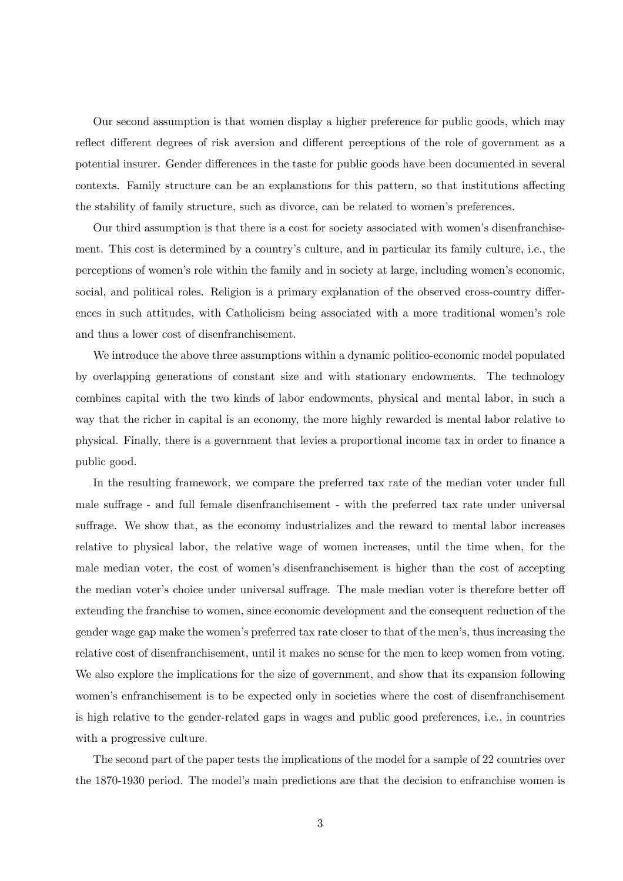Our second assumption is that women display a higher preference for public goods, which may reflect different degrees of risk aversion and different perceptions of the role of government as a potential insurer. Gender differences in the taste for public goods have been documented in several contexts. Family structure can be an explanations for this pattern, so that institutions affecting the stability of family structure, such as divorce, can be related to women's preferences.

Our third assumption is that there is a cost for society associated with women's disenfranchisement. This cost is determined by a country's culture, and in particular its family culture, i.e., the perceptions of women's role within the family and in society at large, including women's economic, social, and political roles. Religion is a primary explanation of the observed cross-country differences in such attitudes, with Catholicism being associated with a more traditional women's role and thus a lower cost of disenfranchisement.

We introduce the above three assumptions within a dynamic politico-economic model populated by overlapping generations of constant size and with stationary endowments. The technology combines capital with the two kinds of labor endowments, physical and mental labor, in such a way that the richer in capital is an economy, the more highly rewarded is mental labor relative to physical. Finally, there is a government that levies a proportional income tax in order to finance a public good.

In the resulting framework, we compare the preferred tax rate of the median voter under full male suffrage - and full female disenfranchisement - with the preferred tax rate under universal suffrage. We show that, as the economy industrializes and the reward to mental labor increases relative to physical labor, the relative wage of women increases, until the time when, for the male median voter, the cost of women's disenfranchisement is higher than the cost of accepting the median voter's choice under universal suffrage. The male median voter is therefore better off extending the franchise to women, since economic development and the consequent reduction of the gender wage gap make the women's preferred tax rate closer to that of the men's, thus increasing the relative cost of disenfranchisement, until it makes no sense for the men to keep women from voting. We also explore the implications for the size of government, and show that its expansion following women's enfranchisement is to be expected only in societies where the cost of disenfranchisement is high relative to the gender-related gaps in wages and public good preferences, i.e., in countries with a progressive culture.

The second part of the paper tests the implications of the model for a sample of 22 countries over the 1870-1930 period. The model's main predictions are that the decision to enfranchise women is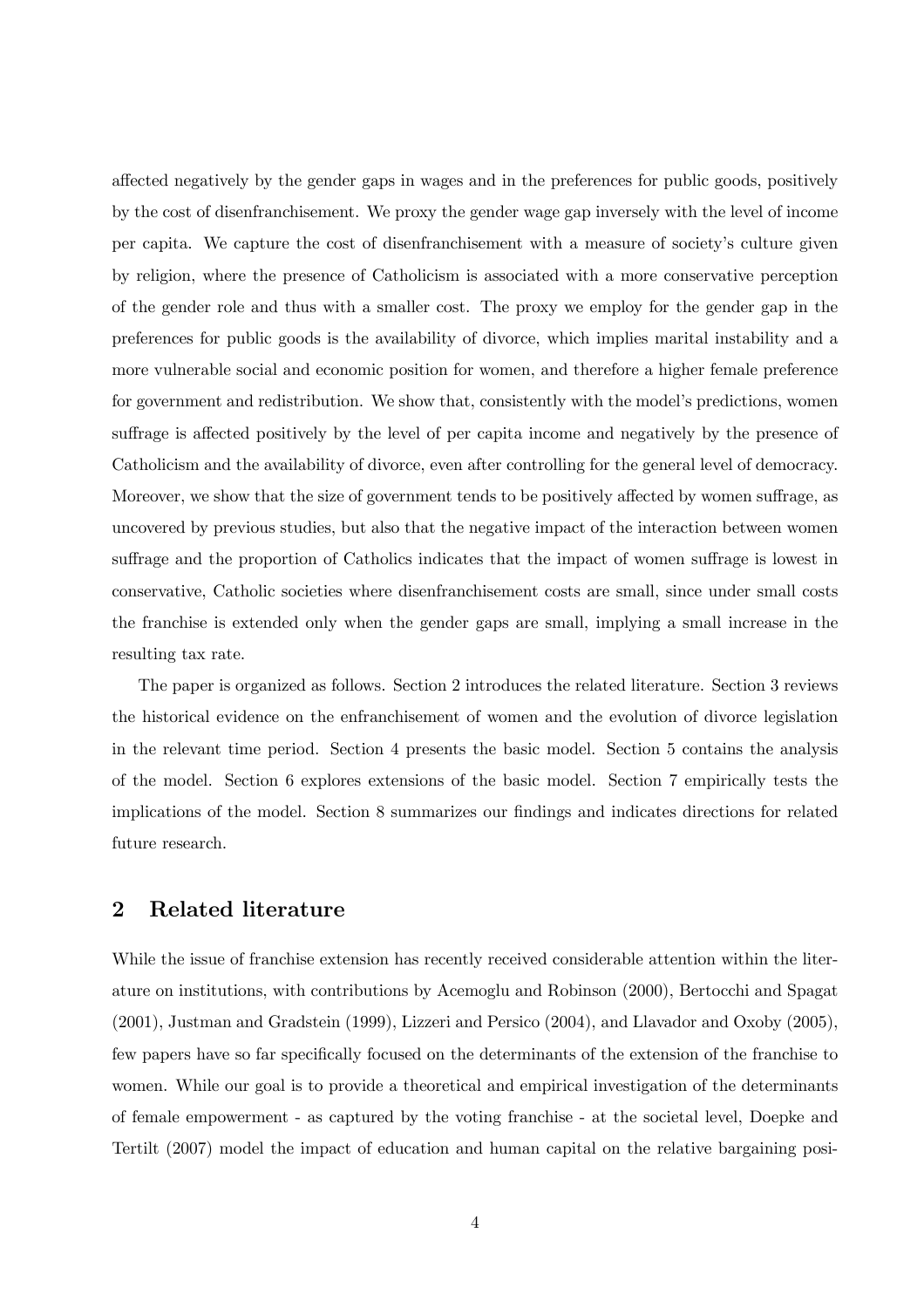affected negatively by the gender gaps in wages and in the preferences for public goods, positively by the cost of disenfranchisement. We proxy the gender wage gap inversely with the level of income per capita. We capture the cost of disenfranchisement with a measure of society's culture given by religion, where the presence of Catholicism is associated with a more conservative perception of the gender role and thus with a smaller cost. The proxy we employ for the gender gap in the preferences for public goods is the availability of divorce, which implies marital instability and a more vulnerable social and economic position for women, and therefore a higher female preference for government and redistribution. We show that, consistently with the model's predictions, women suffrage is affected positively by the level of per capita income and negatively by the presence of Catholicism and the availability of divorce, even after controlling for the general level of democracy. Moreover, we show that the size of government tends to be positively affected by women suffrage, as uncovered by previous studies, but also that the negative impact of the interaction between women suffrage and the proportion of Catholics indicates that the impact of women suffrage is lowest in conservative, Catholic societies where disenfranchisement costs are small, since under small costs the franchise is extended only when the gender gaps are small, implying a small increase in the resulting tax rate.

The paper is organized as follows. Section 2 introduces the related literature. Section 3 reviews the historical evidence on the enfranchisement of women and the evolution of divorce legislation in the relevant time period. Section 4 presents the basic model. Section 5 contains the analysis of the model. Section 6 explores extensions of the basic model. Section 7 empirically tests the implications of the model. Section 8 summarizes our findings and indicates directions for related future research.

## 2 Related literature

While the issue of franchise extension has recently received considerable attention within the literature on institutions, with contributions by Acemoglu and Robinson (2000), Bertocchi and Spagat (2001), Justman and Gradstein (1999), Lizzeri and Persico (2004), and Llavador and Oxoby (2005), few papers have so far specifically focused on the determinants of the extension of the franchise to women. While our goal is to provide a theoretical and empirical investigation of the determinants of female empowerment - as captured by the voting franchise - at the societal level, Doepke and Tertilt (2007) model the impact of education and human capital on the relative bargaining posi-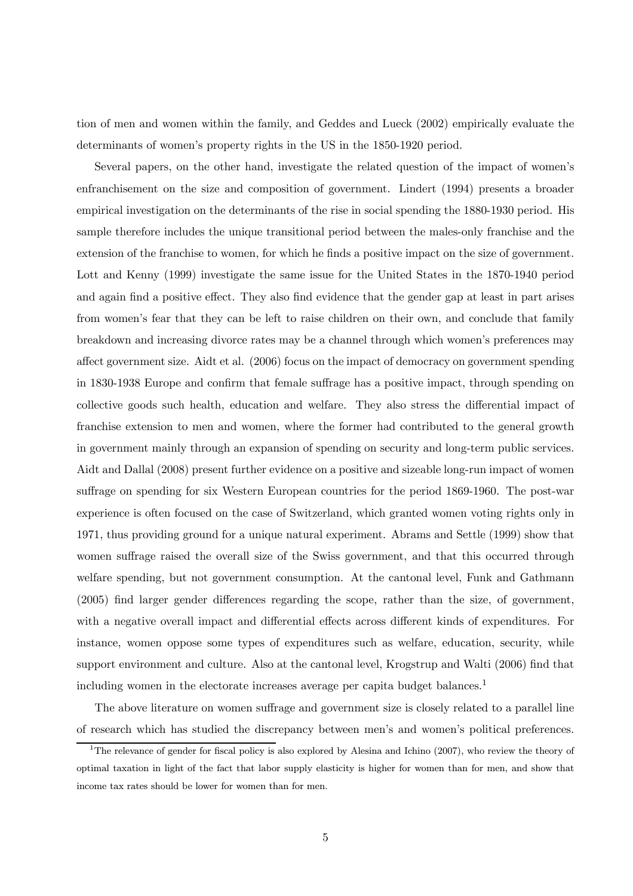tion of men and women within the family, and Geddes and Lueck (2002) empirically evaluate the determinants of women's property rights in the US in the 1850-1920 period.

Several papers, on the other hand, investigate the related question of the impact of women's enfranchisement on the size and composition of government. Lindert (1994) presents a broader empirical investigation on the determinants of the rise in social spending the 1880-1930 period. His sample therefore includes the unique transitional period between the males-only franchise and the extension of the franchise to women, for which he finds a positive impact on the size of government. Lott and Kenny (1999) investigate the same issue for the United States in the 1870-1940 period and again find a positive effect. They also find evidence that the gender gap at least in part arises from women's fear that they can be left to raise children on their own, and conclude that family breakdown and increasing divorce rates may be a channel through which women's preferences may affect government size. Aidt et al. (2006) focus on the impact of democracy on government spending in 1830-1938 Europe and confirm that female suffrage has a positive impact, through spending on collective goods such health, education and welfare. They also stress the differential impact of franchise extension to men and women, where the former had contributed to the general growth in government mainly through an expansion of spending on security and long-term public services. Aidt and Dallal (2008) present further evidence on a positive and sizeable long-run impact of women suffrage on spending for six Western European countries for the period 1869-1960. The post-war experience is often focused on the case of Switzerland, which granted women voting rights only in 1971, thus providing ground for a unique natural experiment. Abrams and Settle (1999) show that women suffrage raised the overall size of the Swiss government, and that this occurred through welfare spending, but not government consumption. At the cantonal level, Funk and Gathmann (2005) find larger gender differences regarding the scope, rather than the size, of government, with a negative overall impact and differential effects across different kinds of expenditures. For instance, women oppose some types of expenditures such as welfare, education, security, while support environment and culture. Also at the cantonal level, Krogstrup and Walti (2006) find that including women in the electorate increases average per capita budget balances.[1]

The above literature on women suffrage and government size is closely related to a parallel line of research which has studied the discrepancy between men's and women's political preferences.

[1] The relevance of gender for fiscal policy is also explored by Alesina and Ichino (2007), who review the theory of optimal taxation in light of the fact that labor supply elasticity is higher for women than for men, and show that income tax rates should be lower for women than for men.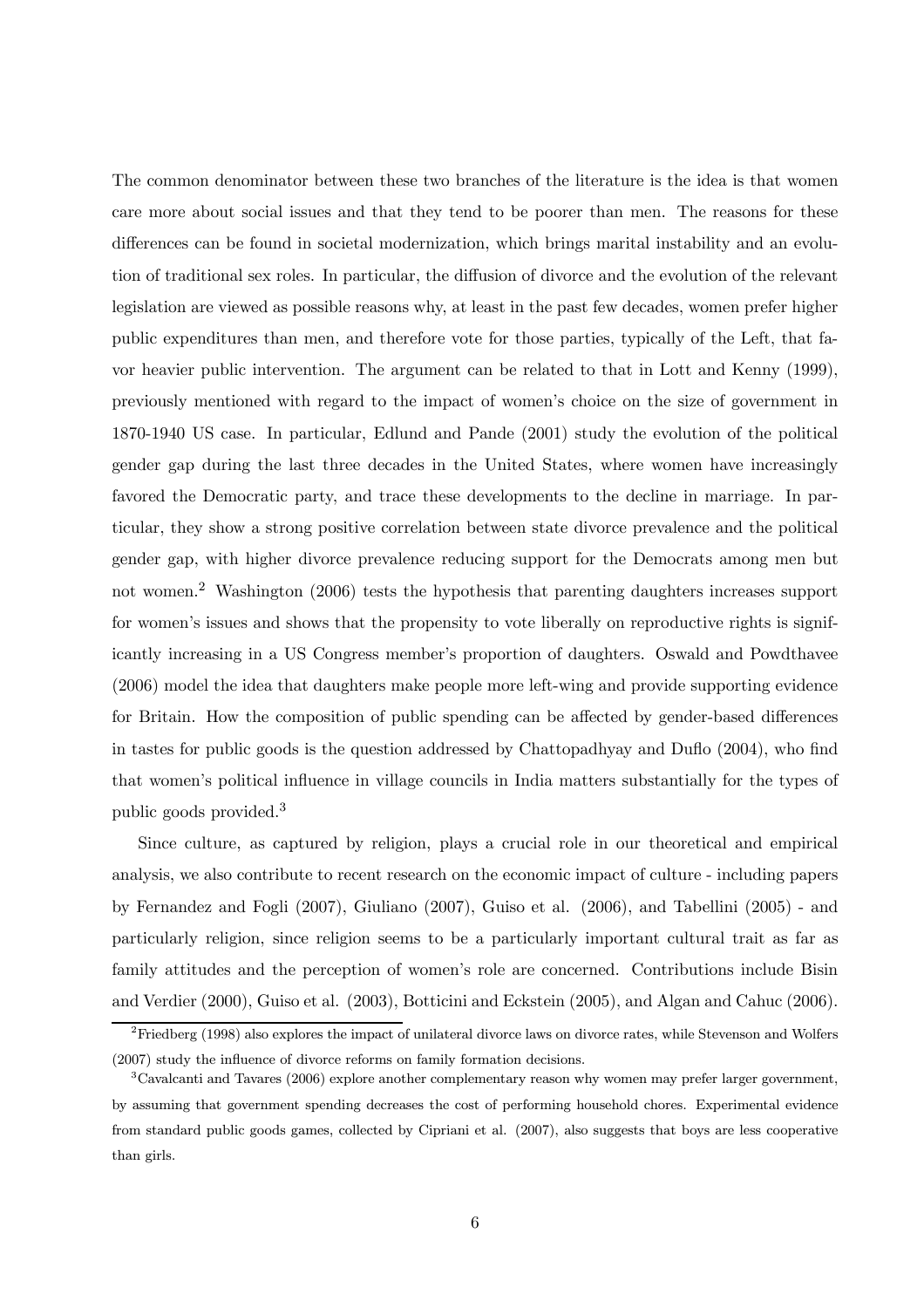The common denominator between these two branches of the literature is the idea is that women care more about social issues and that they tend to be poorer than men. The reasons for these differences can be found in societal modernization, which brings marital instability and an evolution of traditional sex roles. In particular, the diffusion of divorce and the evolution of the relevant legislation are viewed as possible reasons why, at least in the past few decades, women prefer higher public expenditures than men, and therefore vote for those parties, typically of the Left, that favor heavier public intervention. The argument can be related to that in Lott and Kenny (1999), previously mentioned with regard to the impact of women's choice on the size of government in 1870-1940 US case. In particular, Edlund and Pande (2001) study the evolution of the political gender gap during the last three decades in the United States, where women have increasingly favored the Democratic party, and trace these developments to the decline in marriage. In particular, they show a strong positive correlation between state divorce prevalence and the political gender gap, with higher divorce prevalence reducing support for the Democrats among men but not women.[2] Washington (2006) tests the hypothesis that parenting daughters increases support for women's issues and shows that the propensity to vote liberally on reproductive rights is significantly increasing in a US Congress member's proportion of daughters. Oswald and Powdthavee (2006) model the idea that daughters make people more left-wing and provide supporting evidence for Britain. How the composition of public spending can be affected by gender-based differences in tastes for public goods is the question addressed by Chattopadhyay and Duflo (2004), who find that women's political influence in village councils in India matters substantially for the types of public goods provided.[3]

Since culture, as captured by religion, plays a crucial role in our theoretical and empirical analysis, we also contribute to recent research on the economic impact of culture - including papers by Fernandez and Fogli (2007), Giuliano (2007), Guiso et al. (2006), and Tabellini (2005) - and particularly religion, since religion seems to be a particularly important cultural trait as far as family attitudes and the perception of women's role are concerned. Contributions include Bisin and Verdier (2000), Guiso et al. (2003), Botticini and Eckstein (2005), and Algan and Cahuc (2006).

[2] Friedberg (1998) also explores the impact of unilateral divorce laws on divorce rates, while Stevenson and Wolfers (2007) study the influence of divorce reforms on family formation decisions.

[3] Cavalcanti and Tavares (2006) explore another complementary reason why women may prefer larger government, by assuming that government spending decreases the cost of performing household chores. Experimental evidence from standard public goods games, collected by Cipriani et al. (2007), also suggests that boys are less cooperative than girls.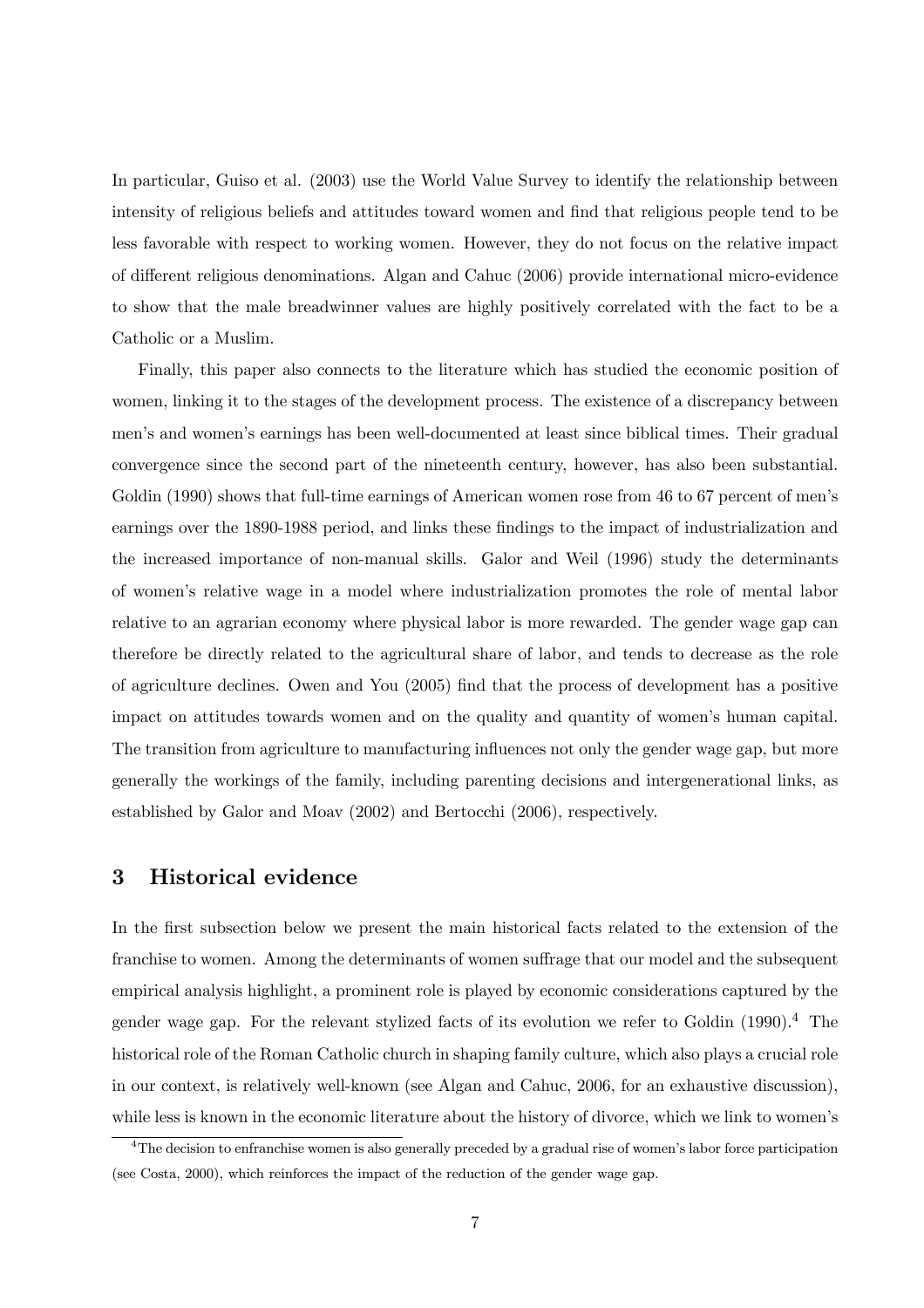In particular, Guiso et al. (2003) use the World Value Survey to identify the relationship between intensity of religious beliefs and attitudes toward women and find that religious people tend to be less favorable with respect to working women. However, they do not focus on the relative impact of different religious denominations. Algan and Cahuc (2006) provide international micro-evidence to show that the male breadwinner values are highly positively correlated with the fact to be a Catholic or a Muslim.

Finally, this paper also connects to the literature which has studied the economic position of women, linking it to the stages of the development process. The existence of a discrepancy between men's and women's earnings has been well-documented at least since biblical times. Their gradual convergence since the second part of the nineteenth century, however, has also been substantial. Goldin (1990) shows that full-time earnings of American women rose from 46 to 67 percent of men's earnings over the 1890-1988 period, and links these findings to the impact of industrialization and the increased importance of non-manual skills. Galor and Weil (1996) study the determinants of women's relative wage in a model where industrialization promotes the role of mental labor relative to an agrarian economy where physical labor is more rewarded. The gender wage gap can therefore be directly related to the agricultural share of labor, and tends to decrease as the role of agriculture declines. Owen and You (2005) find that the process of development has a positive impact on attitudes towards women and on the quality and quantity of women's human capital. The transition from agriculture to manufacturing influences not only the gender wage gap, but more generally the workings of the family, including parenting decisions and intergenerational links, as established by Galor and Moav (2002) and Bertocchi (2006), respectively.

## 3 Historical evidence

In the first subsection below we present the main historical facts related to the extension of the franchise to women. Among the determinants of women suffrage that our model and the subsequent empirical analysis highlight, a prominent role is played by economic considerations captured by the gender wage gap. For the relevant stylized facts of its evolution we refer to Goldin (1990).[4] The historical role of the Roman Catholic church in shaping family culture, which also plays a crucial role in our context, is relatively well-known (see Algan and Cahuc, 2006, for an exhaustive discussion), while less is known in the economic literature about the history of divorce, which we link to women's

[4] The decision to enfranchise women is also generally preceded by a gradual rise of women's labor force participation (see Costa, 2000), which reinforces the impact of the reduction of the gender wage gap.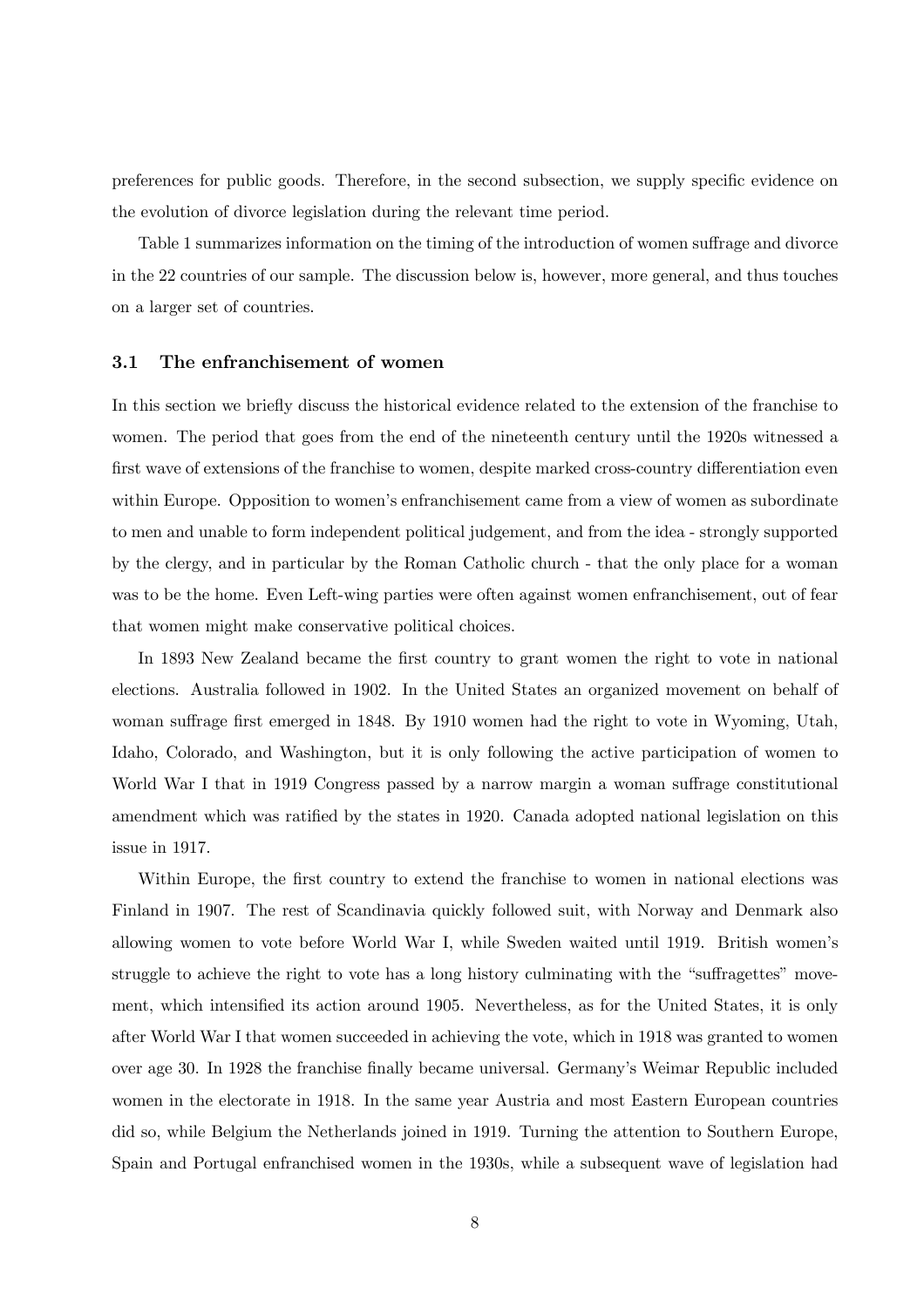preferences for public goods. Therefore, in the second subsection, we supply specific evidence on the evolution of divorce legislation during the relevant time period.

Table 1 summarizes information on the timing of the introduction of women suffrage and divorce in the 22 countries of our sample. The discussion below is, however, more general, and thus touches on a larger set of countries.

### 3.1 The enfranchisement of women

In this section we briefly discuss the historical evidence related to the extension of the franchise to women. The period that goes from the end of the nineteenth century until the 1920s witnessed a first wave of extensions of the franchise to women, despite marked cross-country differentiation even within Europe. Opposition to women's enfranchisement came from a view of women as subordinate to men and unable to form independent political judgement, and from the idea - strongly supported by the clergy, and in particular by the Roman Catholic church - that the only place for a woman was to be the home. Even Left-wing parties were often against women enfranchisement, out of fear that women might make conservative political choices.

In 1893 New Zealand became the first country to grant women the right to vote in national elections. Australia followed in 1902. In the United States an organized movement on behalf of woman suffrage first emerged in 1848. By 1910 women had the right to vote in Wyoming, Utah, Idaho, Colorado, and Washington, but it is only following the active participation of women to World War I that in 1919 Congress passed by a narrow margin a woman suffrage constitutional amendment which was ratified by the states in 1920. Canada adopted national legislation on this issue in 1917.

Within Europe, the first country to extend the franchise to women in national elections was Finland in 1907. The rest of Scandinavia quickly followed suit, with Norway and Denmark also allowing women to vote before World War I, while Sweden waited until 1919. British women's struggle to achieve the right to vote has a long history culminating with the "suffragettes" movement, which intensified its action around 1905. Nevertheless, as for the United States, it is only after World War I that women succeeded in achieving the vote, which in 1918 was granted to women over age 30. In 1928 the franchise finally became universal. Germany's Weimar Republic included women in the electorate in 1918. In the same year Austria and most Eastern European countries did so, while Belgium the Netherlands joined in 1919. Turning the attention to Southern Europe, Spain and Portugal enfranchised women in the 1930s, while a subsequent wave of legislation had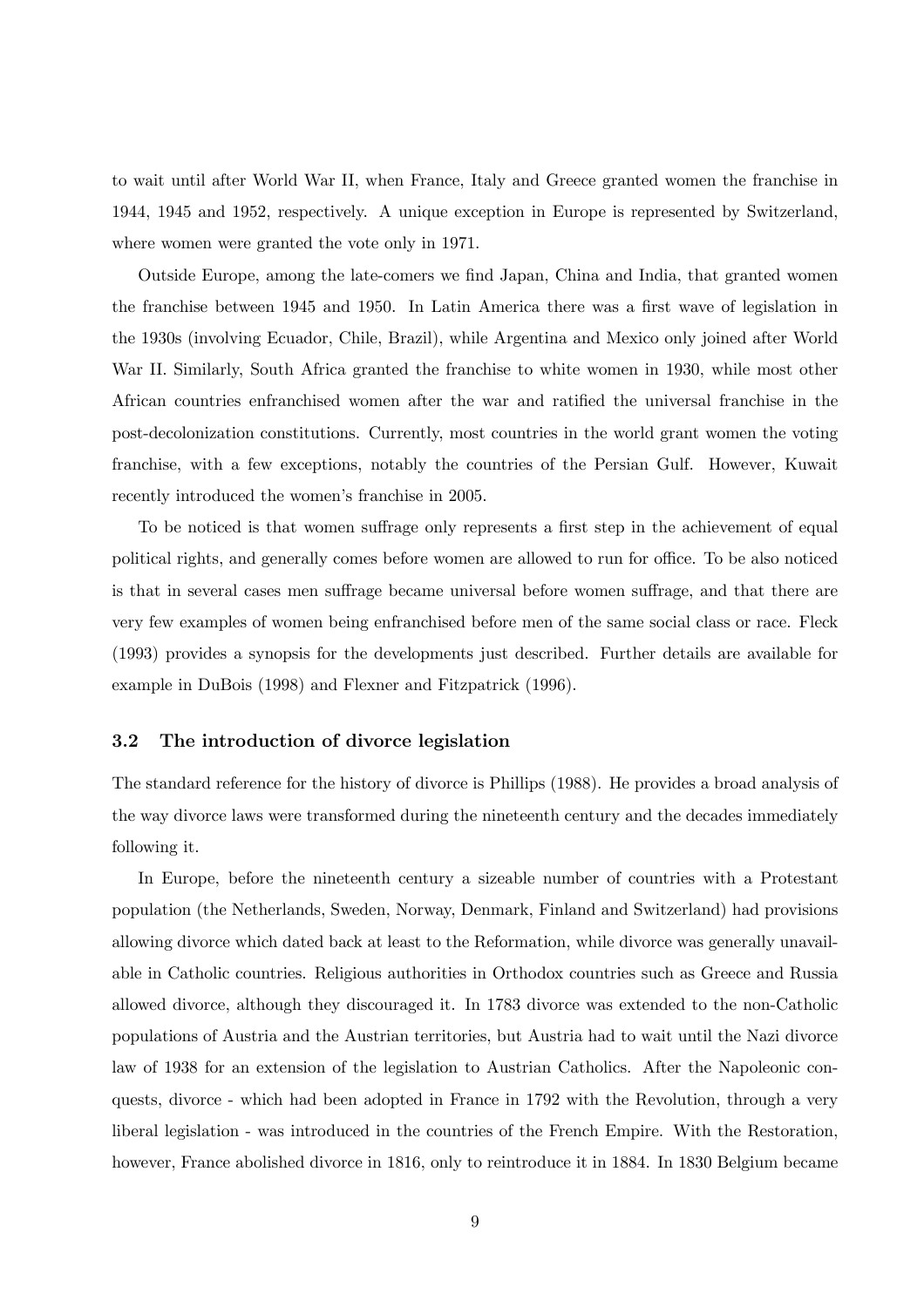to wait until after World War II, when France, Italy and Greece granted women the franchise in 1944, 1945 and 1952, respectively. A unique exception in Europe is represented by Switzerland, where women were granted the vote only in 1971.

Outside Europe, among the late-comers we find Japan, China and India, that granted women the franchise between 1945 and 1950. In Latin America there was a first wave of legislation in the 1930s (involving Ecuador, Chile, Brazil), while Argentina and Mexico only joined after World War II. Similarly, South Africa granted the franchise to white women in 1930, while most other African countries enfranchised women after the war and ratified the universal franchise in the post-decolonization constitutions. Currently, most countries in the world grant women the voting franchise, with a few exceptions, notably the countries of the Persian Gulf. However, Kuwait recently introduced the women's franchise in 2005.

To be noticed is that women suffrage only represents a first step in the achievement of equal political rights, and generally comes before women are allowed to run for office. To be also noticed is that in several cases men suffrage became universal before women suffrage, and that there are very few examples of women being enfranchised before men of the same social class or race. Fleck (1993) provides a synopsis for the developments just described. Further details are available for example in DuBois (1998) and Flexner and Fitzpatrick (1996).

### 3.2 The introduction of divorce legislation

The standard reference for the history of divorce is Phillips (1988). He provides a broad analysis of the way divorce laws were transformed during the nineteenth century and the decades immediately following it.

In Europe, before the nineteenth century a sizeable number of countries with a Protestant population (the Netherlands, Sweden, Norway, Denmark, Finland and Switzerland) had provisions allowing divorce which dated back at least to the Reformation, while divorce was generally unavailable in Catholic countries. Religious authorities in Orthodox countries such as Greece and Russia allowed divorce, although they discouraged it. In 1783 divorce was extended to the non-Catholic populations of Austria and the Austrian territories, but Austria had to wait until the Nazi divorce law of 1938 for an extension of the legislation to Austrian Catholics. After the Napoleonic conquests, divorce - which had been adopted in France in 1792 with the Revolution, through a very liberal legislation - was introduced in the countries of the French Empire. With the Restoration, however, France abolished divorce in 1816, only to reintroduce it in 1884. In 1830 Belgium became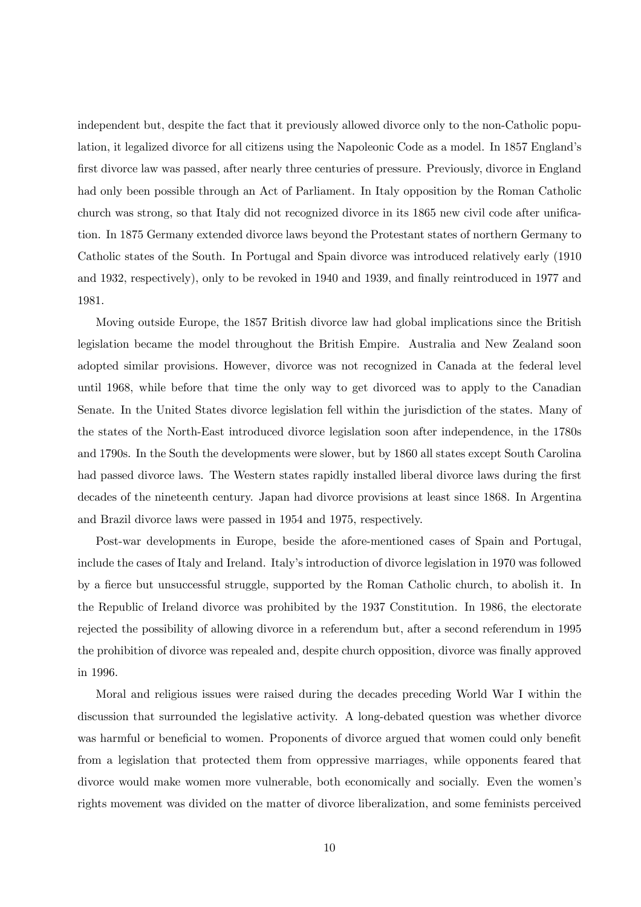independent but, despite the fact that it previously allowed divorce only to the non-Catholic population, it legalized divorce for all citizens using the Napoleonic Code as a model. In 1857 England's first divorce law was passed, after nearly three centuries of pressure. Previously, divorce in England had only been possible through an Act of Parliament. In Italy opposition by the Roman Catholic church was strong, so that Italy did not recognized divorce in its 1865 new civil code after unification. In 1875 Germany extended divorce laws beyond the Protestant states of northern Germany to Catholic states of the South. In Portugal and Spain divorce was introduced relatively early (1910 and 1932, respectively), only to be revoked in 1940 and 1939, and finally reintroduced in 1977 and 1981.

Moving outside Europe, the 1857 British divorce law had global implications since the British legislation became the model throughout the British Empire. Australia and New Zealand soon adopted similar provisions. However, divorce was not recognized in Canada at the federal level until 1968, while before that time the only way to get divorced was to apply to the Canadian Senate. In the United States divorce legislation fell within the jurisdiction of the states. Many of the states of the North-East introduced divorce legislation soon after independence, in the 1780s and 1790s. In the South the developments were slower, but by 1860 all states except South Carolina had passed divorce laws. The Western states rapidly installed liberal divorce laws during the first decades of the nineteenth century. Japan had divorce provisions at least since 1868. In Argentina and Brazil divorce laws were passed in 1954 and 1975, respectively.

Post-war developments in Europe, beside the afore-mentioned cases of Spain and Portugal, include the cases of Italy and Ireland. Italy's introduction of divorce legislation in 1970 was followed by a fierce but unsuccessful struggle, supported by the Roman Catholic church, to abolish it. In the Republic of Ireland divorce was prohibited by the 1937 Constitution. In 1986, the electorate rejected the possibility of allowing divorce in a referendum but, after a second referendum in 1995 the prohibition of divorce was repealed and, despite church opposition, divorce was finally approved in 1996.

Moral and religious issues were raised during the decades preceding World War I within the discussion that surrounded the legislative activity. A long-debated question was whether divorce was harmful or beneficial to women. Proponents of divorce argued that women could only benefit from a legislation that protected them from oppressive marriages, while opponents feared that divorce would make women more vulnerable, both economically and socially. Even the women's rights movement was divided on the matter of divorce liberalization, and some feminists perceived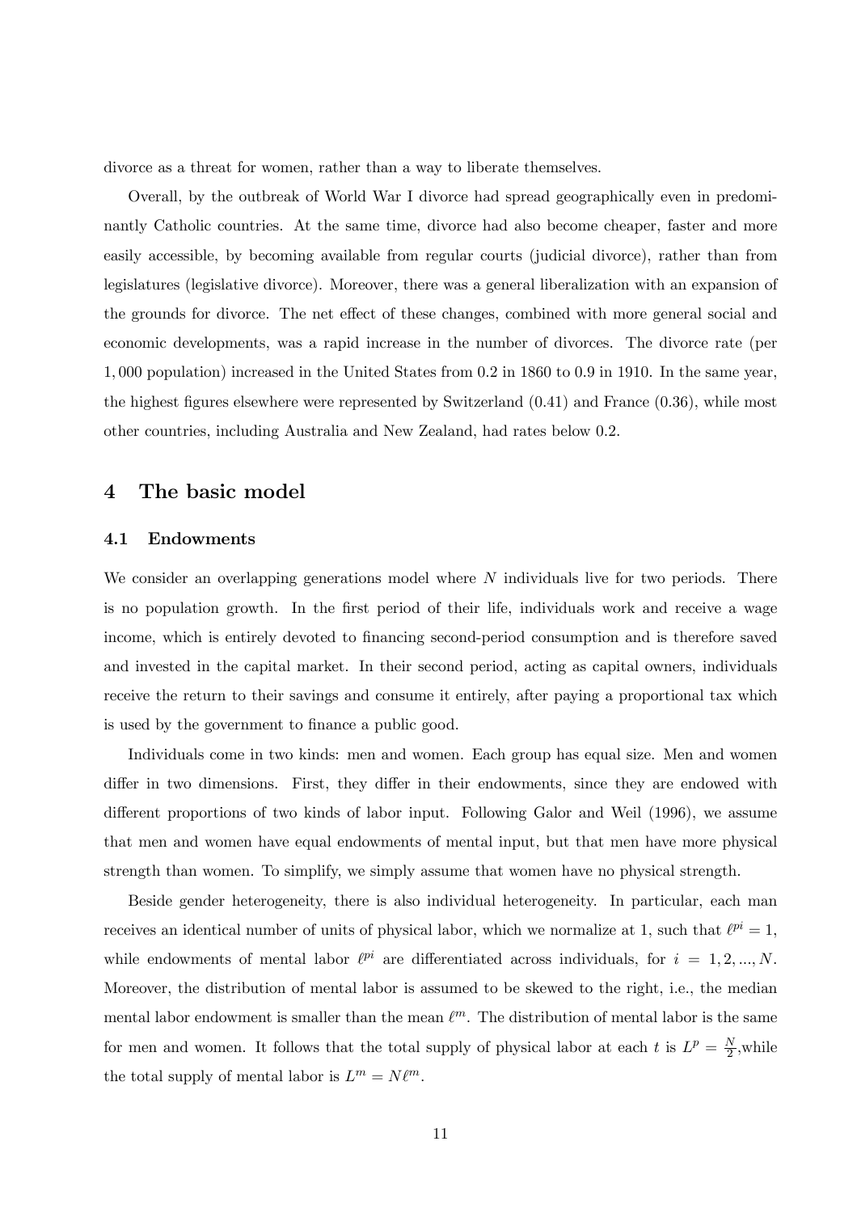divorce as a threat for women, rather than a way to liberate themselves.

Overall, by the outbreak of World War I divorce had spread geographically even in predominantly Catholic countries. At the same time, divorce had also become cheaper, faster and more easily accessible, by becoming available from regular courts (judicial divorce), rather than from legislatures (legislative divorce). Moreover, there was a general liberalization with an expansion of the grounds for divorce. The net effect of these changes, combined with more general social and economic developments, was a rapid increase in the number of divorces. The divorce rate (per 1,000 population) increased in the United States from 0.2 in 1860 to 0.9 in 1910. In the same year, the highest figures elsewhere were represented by Switzerland (0.41) and France (0.36), while most other countries, including Australia and New Zealand, had rates below 0.2.

# 4 The basic model

## 4.1 Endowments

We consider an overlapping generations model where $N$ individuals live for two periods. There is no population growth. In the first period of their life, individuals work and receive a wage income, which is entirely devoted to financing second-period consumption and is therefore saved and invested in the capital market. In their second period, acting as capital owners, individuals receive the return to their savings and consume it entirely, after paying a proportional tax which is used by the government to finance a public good.

Individuals come in two kinds: men and women. Each group has equal size. Men and women differ in two dimensions. First, they differ in their endowments, since they are endowed with different proportions of two kinds of labor input. Following Galor and Weil (1996), we assume that men and women have equal endowments of mental input, but that men have more physical strength than women. To simplify, we simply assume that women have no physical strength.

Beside gender heterogeneity, there is also individual heterogeneity. In particular, each man receives an identical number of units of physical labor, which we normalize at 1, such that $\ell^{pi} = 1$, while endowments of mental labor $\ell^{pi}$ are differentiated across individuals, for $i = 1, 2, ..., N$. Moreover, the distribution of mental labor is assumed to be skewed to the right, i.e., the median mental labor endowment is smaller than the mean $\ell^m$. The distribution of mental labor is the same for men and women. It follows that the total supply of physical labor at each $t$ is $L^p = \frac{N}{2}$,while the total supply of mental labor is $L^m = N\ell^m$.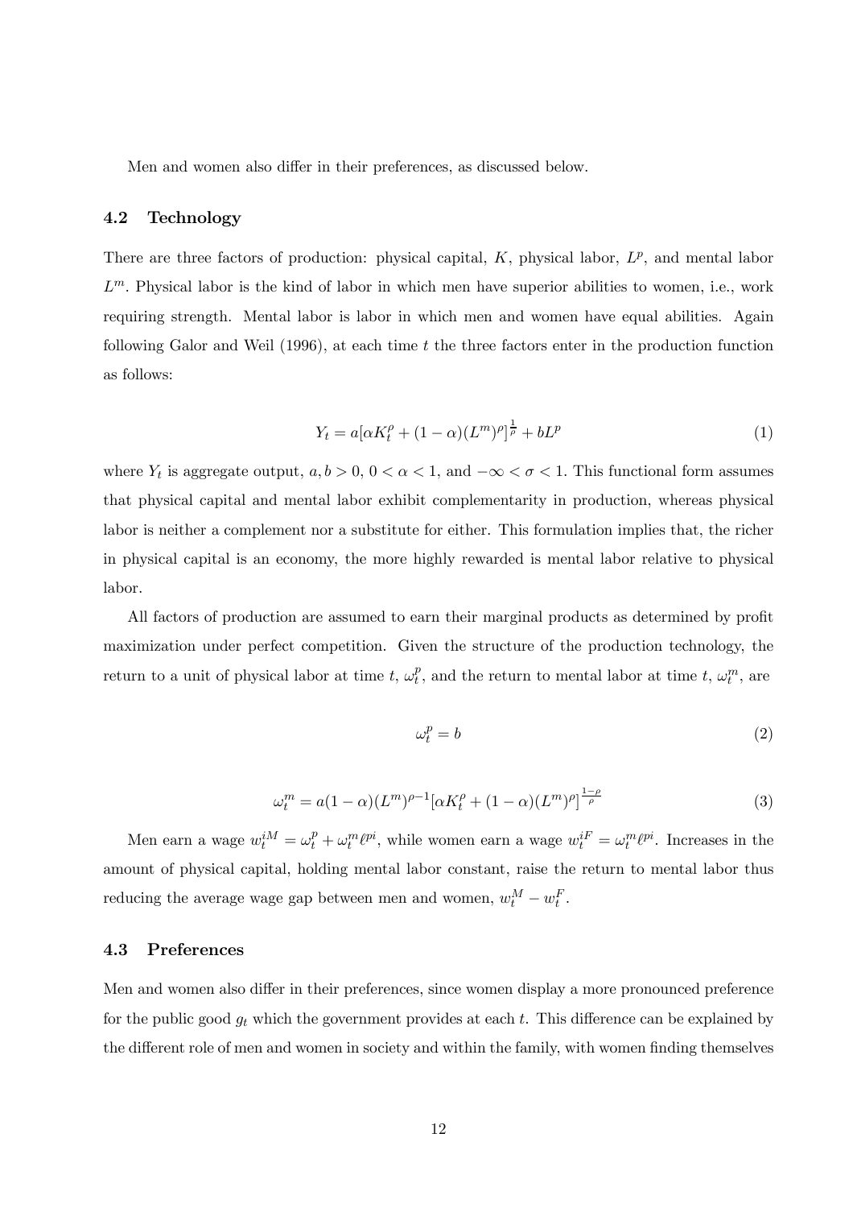Men and women also differ in their preferences, as discussed below.

### 4.2 Technology

There are three factors of production: physical capital, $K$, physical labor, $L^p$, and mental labor $L^m$. Physical labor is the kind of labor in which men have superior abilities to women, i.e., work requiring strength. Mental labor is labor in which men and women have equal abilities. Again following Galor and Weil (1996), at each time $t$ the three factors enter in the production function as follows:

$$Y_t = a[\alpha K_t^\rho + (1-\alpha)(L^m)^\rho]^{\frac{1}{\rho}} + bL^p \tag{1}$$

where $Y_t$ is aggregate output, $a, b > 0$, $0 < \alpha < 1$, and $-\infty < \sigma < 1$. This functional form assumes that physical capital and mental labor exhibit complementarity in production, whereas physical labor is neither a complement nor a substitute for either. This formulation implies that, the richer in physical capital is an economy, the more highly rewarded is mental labor relative to physical labor.

All factors of production are assumed to earn their marginal products as determined by profit maximization under perfect competition. Given the structure of the production technology, the return to a unit of physical labor at time $t$, $\omega_t^p$, and the return to mental labor at time $t$, $\omega_t^m$, are

$$\omega_t^p = b \tag{2}$$

$$\omega_t^m = a(1-\alpha)(L^m)^{\rho-1}[\alpha K_t^\rho + (1-\alpha)(L^m)^\rho]^{\frac{1-\rho}{\rho}} \tag{3}$$

Men earn a wage $w_t^{iM} = \omega_t^p + \omega_t^m \ell^{pi}$, while women earn a wage $w_t^{iF} = \omega_t^m \ell^{pi}$. Increases in the amount of physical capital, holding mental labor constant, raise the return to mental labor thus reducing the average wage gap between men and women, $w_t^M - w_t^F$.

### 4.3 Preferences

Men and women also differ in their preferences, since women display a more pronounced preference for the public good $g_t$ which the government provides at each $t$. This difference can be explained by the different role of men and women in society and within the family, with women finding themselves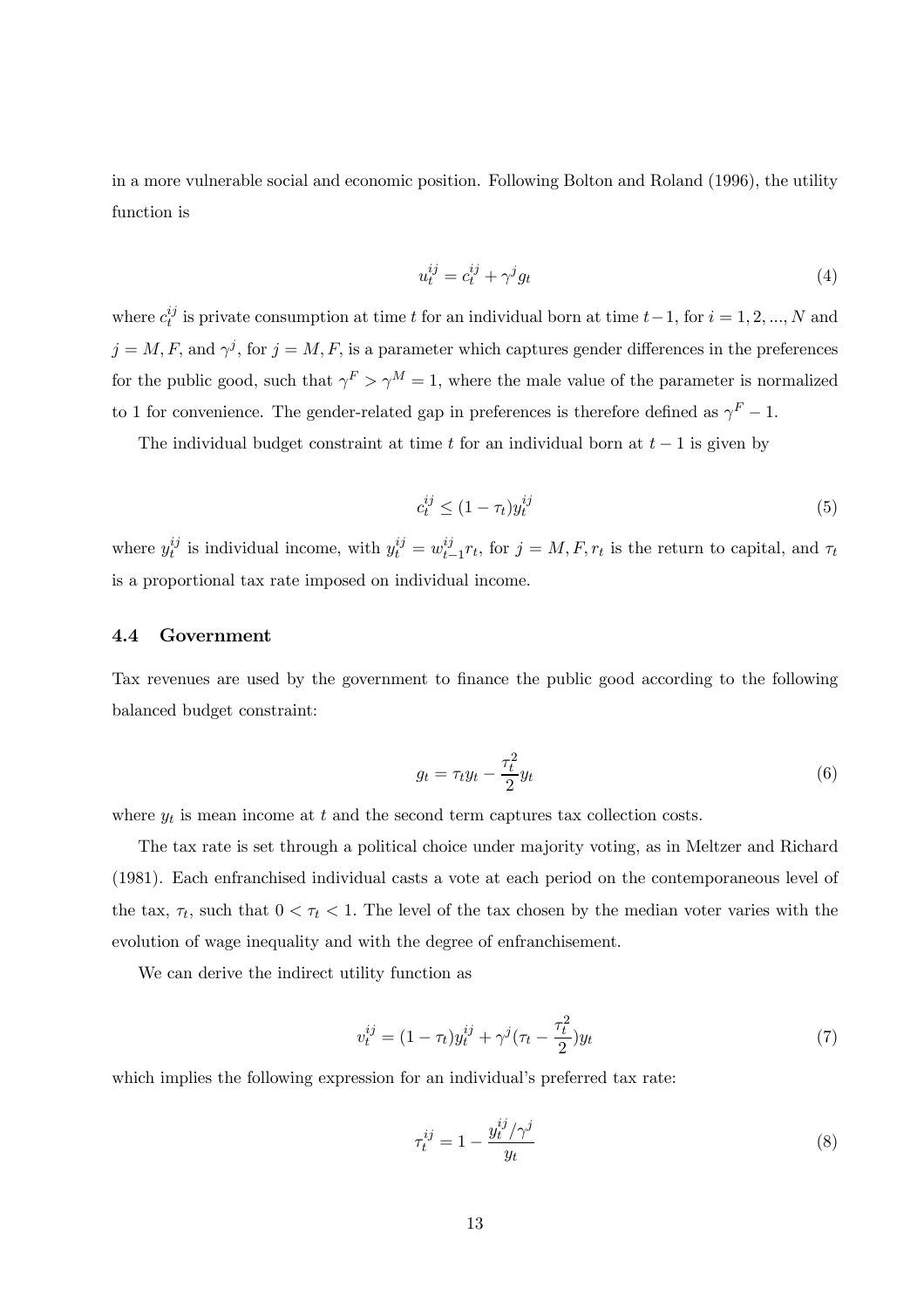in a more vulnerable social and economic position. Following Bolton and Roland (1996), the utility function is

$$u_t^{ij} = c_t^{ij} + \gamma^j g_t \tag{4}$$

where $c_t^{ij}$ is private consumption at time $t$ for an individual born at time $t-1$, for $i = 1, 2, ..., N$ and $j = M, F$, and $\gamma^j$, for $j = M, F$, is a parameter which captures gender differences in the preferences for the public good, such that $\gamma^F > \gamma^M = 1$, where the male value of the parameter is normalized to 1 for convenience. The gender-related gap in preferences is therefore defined as $\gamma^F - 1$.

The individual budget constraint at time $t$ for an individual born at $t-1$ is given by

$$c_t^{ij} \leq (1 - \tau_t) y_t^{ij} \tag{5}$$

where $y_t^{ij}$ is individual income, with $y_t^{ij} = w_{t-1}^{ij} r_t$, for $j = M, F, r_t$ is the return to capital, and $\tau_t$ is a proportional tax rate imposed on individual income.

### 4.4 Government

Tax revenues are used by the government to finance the public good according to the following balanced budget constraint:

$$g_t = \tau_t y_t - \frac{\tau_t^2}{2} y_t \tag{6}$$

where $y_t$ is mean income at $t$ and the second term captures tax collection costs.

The tax rate is set through a political choice under majority voting, as in Meltzer and Richard (1981). Each enfranchised individual casts a vote at each period on the contemporaneous level of the tax, $\tau_t$, such that $0 < \tau_t < 1$. The level of the tax chosen by the median voter varies with the evolution of wage inequality and with the degree of enfranchisement.

We can derive the indirect utility function as

$$v_t^{ij} = (1 - \tau_t) y_t^{ij} + \gamma^j (\tau_t - \frac{\tau_t^2}{2}) y_t \tag{7}$$

which implies the following expression for an individual's preferred tax rate:

$$\tau_t^{ij} = 1 - \frac{y_t^{ij} / \gamma^j}{y_t} \tag{8}$$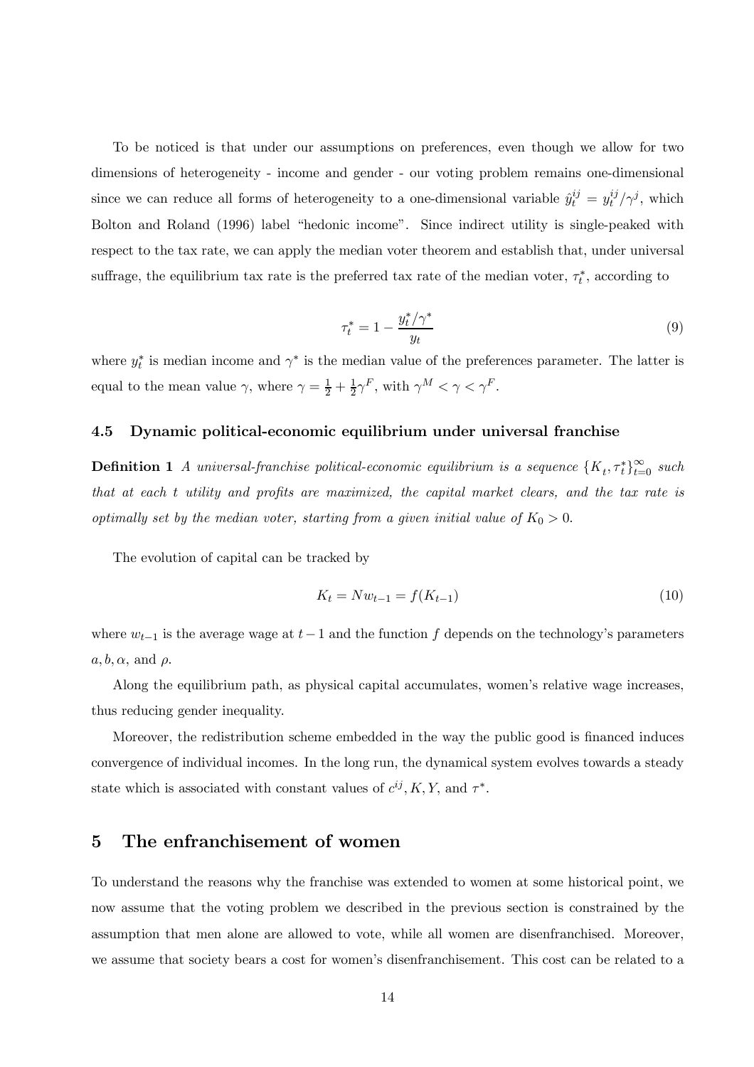To be noticed is that under our assumptions on preferences, even though we allow for two dimensions of heterogeneity - income and gender - our voting problem remains one-dimensional since we can reduce all forms of heterogeneity to a one-dimensional variable $\hat{y}_t^{ij} = y_t^{ij}/\gamma^j$, which Bolton and Roland (1996) label "hedonic income". Since indirect utility is single-peaked with respect to the tax rate, we can apply the median voter theorem and establish that, under universal suffrage, the equilibrium tax rate is the preferred tax rate of the median voter, $\tau_t^*$, according to

$$\tau_t^* = 1 - \frac{y_t^*/\gamma^*}{y_t} \tag{9}$$

where $y_t^*$ is median income and $\gamma^*$ is the median value of the preferences parameter. The latter is equal to the mean value $\gamma$, where $\gamma = \frac{1}{2} + \frac{1}{2}\gamma^F$, with $\gamma^M < \gamma < \gamma^F$.

### 4.5 Dynamic political-economic equilibrium under universal franchise

**Definition 1** *A universal-franchise political-economic equilibrium is a sequence* $\{K_t, \tau_t^*\}_{t=0}^{\infty}$ *such that at each* $t$ *utility and profits are maximized, the capital market clears, and the tax rate is optimally set by the median voter, starting from a given initial value of* $K_0 > 0$.

The evolution of capital can be tracked by

$$K_t = Nw_{t-1} = f(K_{t-1}) \tag{10}$$

where $w_{t-1}$ is the average wage at $t-1$ and the function $f$ depends on the technology's parameters $a, b, \alpha$, and $\rho$.

Along the equilibrium path, as physical capital accumulates, women's relative wage increases, thus reducing gender inequality.

Moreover, the redistribution scheme embedded in the way the public good is financed induces convergence of individual incomes. In the long run, the dynamical system evolves towards a steady state which is associated with constant values of $c^{ij}, K, Y$, and $\tau^*$.

## 5 The enfranchisement of women

To understand the reasons why the franchise was extended to women at some historical point, we now assume that the voting problem we described in the previous section is constrained by the assumption that men alone are allowed to vote, while all women are disenfranchised. Moreover, we assume that society bears a cost for women's disenfranchisement. This cost can be related to a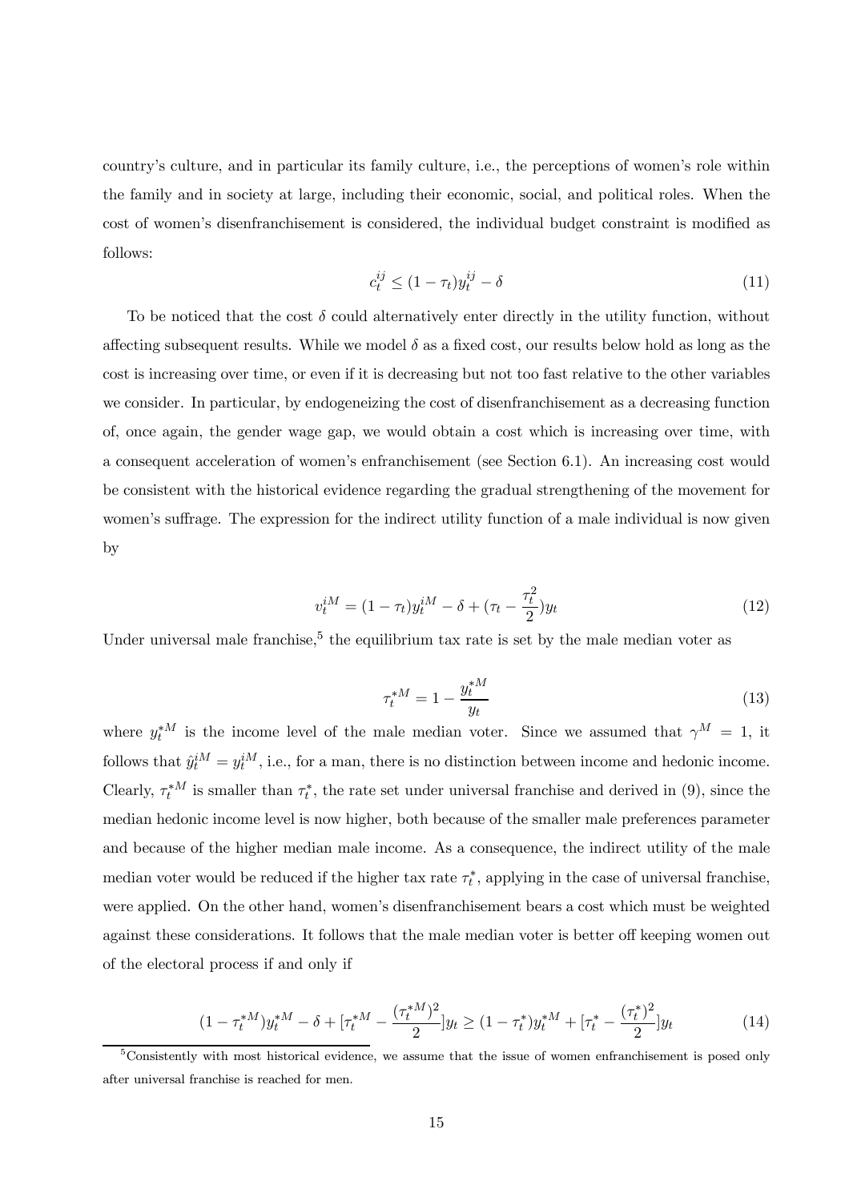country's culture, and in particular its family culture, i.e., the perceptions of women's role within the family and in society at large, including their economic, social, and political roles. When the cost of women's disenfranchisement is considered, the individual budget constraint is modified as follows:

$$c_t^{ij} \leq (1-\tau_t)y_t^{ij} - \delta \tag{11}$$

To be noticed that the cost $\delta$ could alternatively enter directly in the utility function, without affecting subsequent results. While we model $\delta$ as a fixed cost, our results below hold as long as the cost is increasing over time, or even if it is decreasing but not too fast relative to the other variables we consider. In particular, by endogeneizing the cost of disenfranchisement as a decreasing function of, once again, the gender wage gap, we would obtain a cost which is increasing over time, with a consequent acceleration of women's enfranchisement (see Section 6.1). An increasing cost would be consistent with the historical evidence regarding the gradual strengthening of the movement for women's suffrage. The expression for the indirect utility function of a male individual is now given by

$$v_t^{iM} = (1-\tau_t)y_t^{iM} - \delta + (\tau_t - \frac{\tau_t^2}{2})y_t \tag{12}$$

Under universal male franchise,[5] the equilibrium tax rate is set by the male median voter as

$$\tau_t^{*M} = 1 - \frac{y_t^{*M}}{y_t} \tag{13}$$

where $y_t^{*M}$ is the income level of the male median voter. Since we assumed that $\gamma^M = 1$, it follows that $\hat{y}_t^{iM} = y_t^{iM}$, i.e., for a man, there is no distinction between income and hedonic income. Clearly, $\tau_t^{*M}$ is smaller than $\tau_t^*$, the rate set under universal franchise and derived in (9), since the median hedonic income level is now higher, both because of the smaller male preferences parameter and because of the higher median male income. As a consequence, the indirect utility of the male median voter would be reduced if the higher tax rate $\tau_t^*$, applying in the case of universal franchise, were applied. On the other hand, women's disenfranchisement bears a cost which must be weighted against these considerations. It follows that the male median voter is better off keeping women out of the electoral process if and only if

$$(1-\tau_t^{*M})y_t^{*M} - \delta + [\tau_t^{*M} - \frac{(\tau_t^{*M})^2}{2}]y_t \geq (1-\tau_t^*)y_t^{*M} + [\tau_t^* - \frac{(\tau_t^*)^2}{2}]y_t \tag{14}$$

[5] Consistently with most historical evidence, we assume that the issue of women enfranchisement is posed only after universal franchise is reached for men.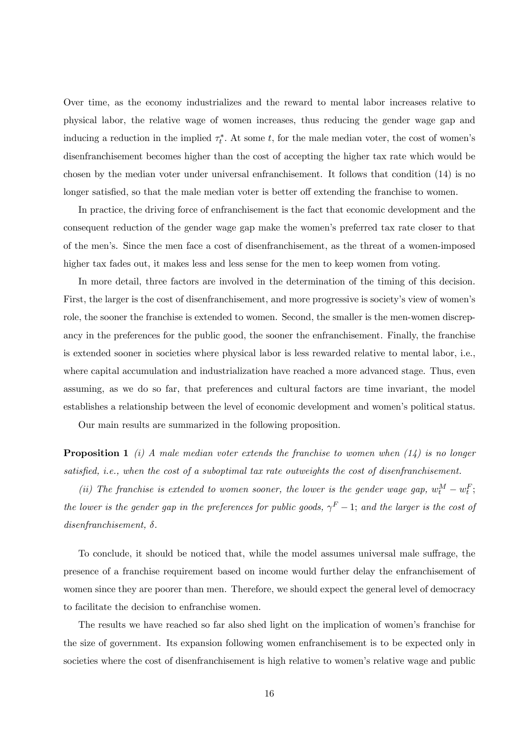Over time, as the economy industrializes and the reward to mental labor increases relative to physical labor, the relative wage of women increases, thus reducing the gender wage gap and inducing a reduction in the implied $\tau_t^*$. At some $t$, for the male median voter, the cost of women's disenfranchisement becomes higher than the cost of accepting the higher tax rate which would be chosen by the median voter under universal enfranchisement. It follows that condition (14) is no longer satisfied, so that the male median voter is better off extending the franchise to women.

In practice, the driving force of enfranchisement is the fact that economic development and the consequent reduction of the gender wage gap make the women's preferred tax rate closer to that of the men's. Since the men face a cost of disenfranchisement, as the threat of a women-imposed higher tax fades out, it makes less and less sense for the men to keep women from voting.

In more detail, three factors are involved in the determination of the timing of this decision. First, the larger is the cost of disenfranchisement, and more progressive is society's view of women's role, the sooner the franchise is extended to women. Second, the smaller is the men-women discrepancy in the preferences for the public good, the sooner the enfranchisement. Finally, the franchise is extended sooner in societies where physical labor is less rewarded relative to mental labor, i.e., where capital accumulation and industrialization have reached a more advanced stage. Thus, even assuming, as we do so far, that preferences and cultural factors are time invariant, the model establishes a relationship between the level of economic development and women's political status.

Our main results are summarized in the following proposition.

**Proposition 1** *(i) A male median voter extends the franchise to women when (14) is no longer satisfied, i.e., when the cost of a suboptimal tax rate outweights the cost of disenfranchisement.*

*(ii) The franchise is extended to women sooner, the lower is the gender wage gap,* $w_t^M - w_t^F$*; the lower is the gender gap in the preferences for public goods,* $\gamma^F - 1$*; and the larger is the cost of disenfranchisement,* $\delta$*.*

To conclude, it should be noticed that, while the model assumes universal male suffrage, the presence of a franchise requirement based on income would further delay the enfranchisement of women since they are poorer than men. Therefore, we should expect the general level of democracy to facilitate the decision to enfranchise women.

The results we have reached so far also shed light on the implication of women's franchise for the size of government. Its expansion following women enfranchisement is to be expected only in societies where the cost of disenfranchisement is high relative to women's relative wage and public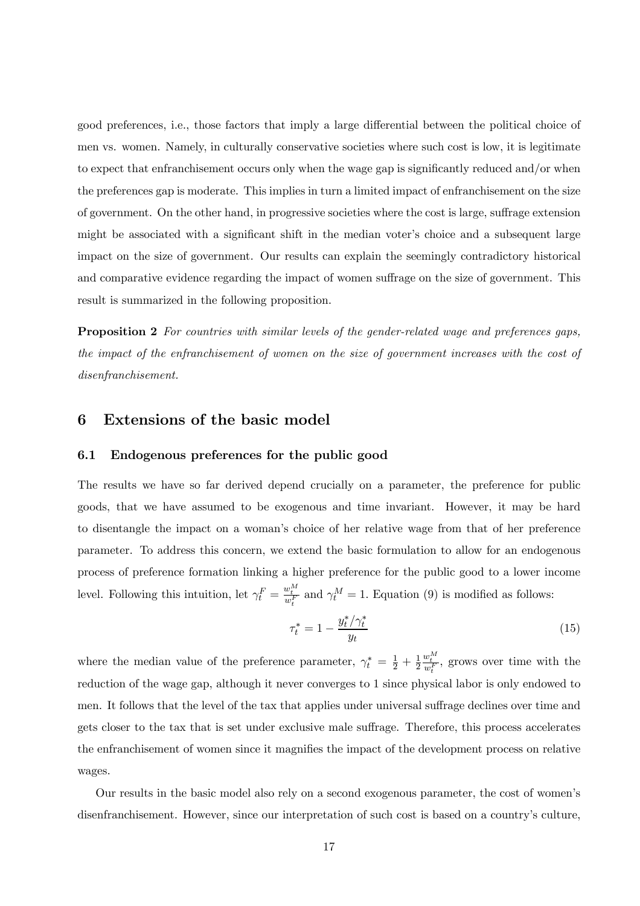good preferences, i.e., those factors that imply a large differential between the political choice of men vs. women. Namely, in culturally conservative societies where such cost is low, it is legitimate to expect that enfranchisement occurs only when the wage gap is significantly reduced and/or when the preferences gap is moderate. This implies in turn a limited impact of enfranchisement on the size of government. On the other hand, in progressive societies where the cost is large, suffrage extension might be associated with a significant shift in the median voter's choice and a subsequent large impact on the size of government. Our results can explain the seemingly contradictory historical and comparative evidence regarding the impact of women suffrage on the size of government. This result is summarized in the following proposition.

**Proposition 2** *For countries with similar levels of the gender-related wage and preferences gaps, the impact of the enfranchisement of women on the size of government increases with the cost of disenfranchisement.*

## 6 Extensions of the basic model

### 6.1 Endogenous preferences for the public good

The results we have so far derived depend crucially on a parameter, the preference for public goods, that we have assumed to be exogenous and time invariant. However, it may be hard to disentangle the impact on a woman's choice of her relative wage from that of her preference parameter. To address this concern, we extend the basic formulation to allow for an endogenous process of preference formation linking a higher preference for the public good to a lower income level. Following this intuition, let $\gamma_t^F = \frac{w_t^M}{w_t^F}$ and $\gamma_t^M = 1$. Equation (9) is modified as follows:

$$\tau_t^* = 1 - \frac{y_t^*/\gamma_t^*}{y_t} \tag{15}$$

where the median value of the preference parameter, $\gamma_t^* = \frac{1}{2} + \frac{1}{2}\frac{w_t^M}{w_t^F}$, grows over time with the reduction of the wage gap, although it never converges to 1 since physical labor is only endowed to men. It follows that the level of the tax that applies under universal suffrage declines over time and gets closer to the tax that is set under exclusive male suffrage. Therefore, this process accelerates the enfranchisement of women since it magnifies the impact of the development process on relative wages.

Our results in the basic model also rely on a second exogenous parameter, the cost of women's disenfranchisement. However, since our interpretation of such cost is based on a country's culture,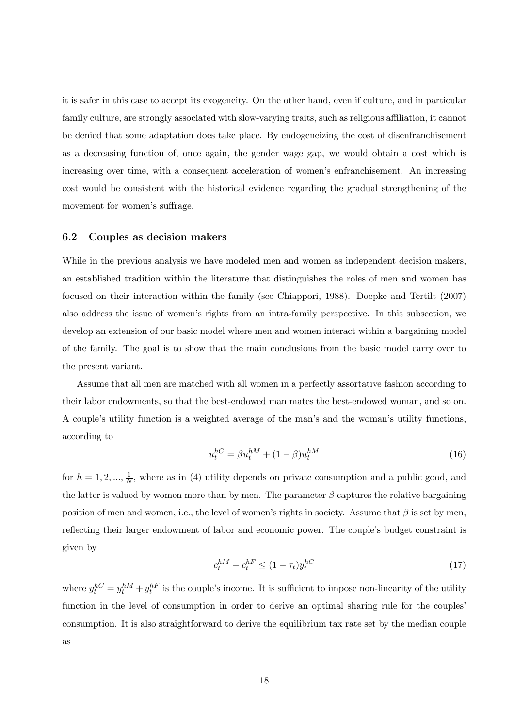it is safer in this case to accept its exogeneity. On the other hand, even if culture, and in particular family culture, are strongly associated with slow-varying traits, such as religious affiliation, it cannot be denied that some adaptation does take place. By endogeneizing the cost of disenfranchisement as a decreasing function of, once again, the gender wage gap, we would obtain a cost which is increasing over time, with a consequent acceleration of women's enfranchisement. An increasing cost would be consistent with the historical evidence regarding the gradual strengthening of the movement for women's suffrage.

### 6.2 Couples as decision makers

While in the previous analysis we have modeled men and women as independent decision makers, an established tradition within the literature that distinguishes the roles of men and women has focused on their interaction within the family (see Chiappori, 1988). Doepke and Tertilt (2007) also address the issue of women's rights from an intra-family perspective. In this subsection, we develop an extension of our basic model where men and women interact within a bargaining model of the family. The goal is to show that the main conclusions from the basic model carry over to the present variant.

Assume that all men are matched with all women in a perfectly assortative fashion according to their labor endowments, so that the best-endowed man mates the best-endowed woman, and so on. A couple's utility function is a weighted average of the man's and the woman's utility functions, according to

$$u_t^{hC} = \beta u_t^{hM} + (1 - \beta) u_t^{hM} \tag{16}$$

for $h = 1, 2, ..., \frac{1}{N}$, where as in (4) utility depends on private consumption and a public good, and the latter is valued by women more than by men. The parameter $\beta$ captures the relative bargaining position of men and women, i.e., the level of women's rights in society. Assume that $\beta$ is set by men, reflecting their larger endowment of labor and economic power. The couple's budget constraint is given by

$$c_t^{hM} + c_t^{hF} \leq (1 - \tau_t) y_t^{hC} \tag{17}$$

where $y_t^{hC} = y_t^{hM} + y_t^{hF}$ is the couple's income. It is sufficient to impose non-linearity of the utility function in the level of consumption in order to derive an optimal sharing rule for the couples' consumption. It is also straightforward to derive the equilibrium tax rate set by the median couple as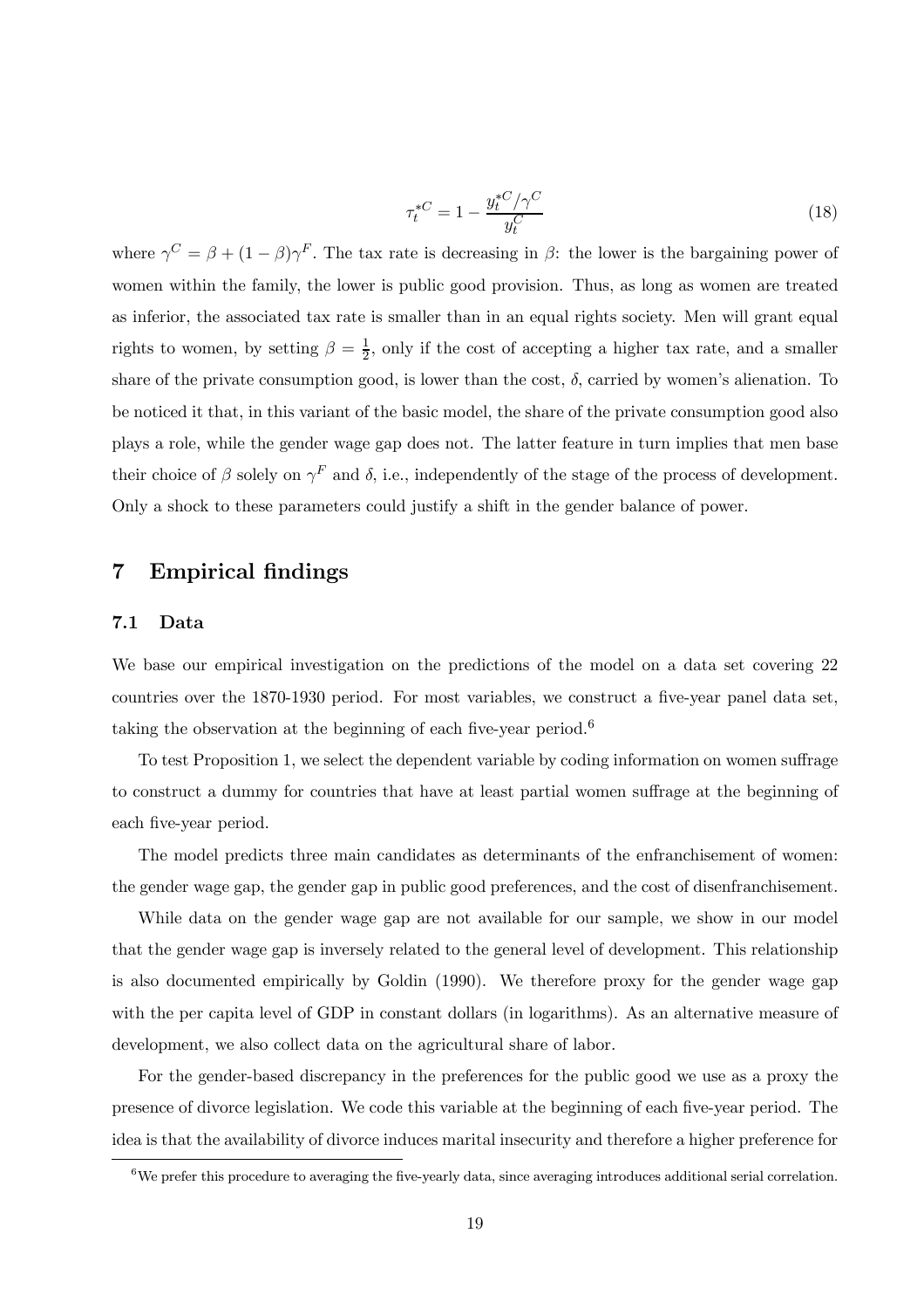$$\tau_t^{*C} = 1 - \frac{y_t^{*C}/\gamma^C}{y_t^C} \tag{18}$$

where $\gamma^C = \beta + (1-\beta)\gamma^F$. The tax rate is decreasing in $\beta$: the lower is the bargaining power of women within the family, the lower is public good provision. Thus, as long as women are treated as inferior, the associated tax rate is smaller than in an equal rights society. Men will grant equal rights to women, by setting $\beta = \frac{1}{2}$, only if the cost of accepting a higher tax rate, and a smaller share of the private consumption good, is lower than the cost, $\delta$, carried by women's alienation. To be noticed it that, in this variant of the basic model, the share of the private consumption good also plays a role, while the gender wage gap does not. The latter feature in turn implies that men base their choice of $\beta$ solely on $\gamma^F$ and $\delta$, i.e., independently of the stage of the process of development. Only a shock to these parameters could justify a shift in the gender balance of power.

## 7 Empirical findings

### 7.1 Data

We base our empirical investigation on the predictions of the model on a data set covering 22 countries over the 1870-1930 period. For most variables, we construct a five-year panel data set, taking the observation at the beginning of each five-year period.[6]

To test Proposition 1, we select the dependent variable by coding information on women suffrage to construct a dummy for countries that have at least partial women suffrage at the beginning of each five-year period.

The model predicts three main candidates as determinants of the enfranchisement of women: the gender wage gap, the gender gap in public good preferences, and the cost of disenfranchisement.

While data on the gender wage gap are not available for our sample, we show in our model that the gender wage gap is inversely related to the general level of development. This relationship is also documented empirically by Goldin (1990). We therefore proxy for the gender wage gap with the per capita level of GDP in constant dollars (in logarithms). As an alternative measure of development, we also collect data on the agricultural share of labor.

For the gender-based discrepancy in the preferences for the public good we use as a proxy the presence of divorce legislation. We code this variable at the beginning of each five-year period. The idea is that the availability of divorce induces marital insecurity and therefore a higher preference for

[6] We prefer this procedure to averaging the five-yearly data, since averaging introduces additional serial correlation.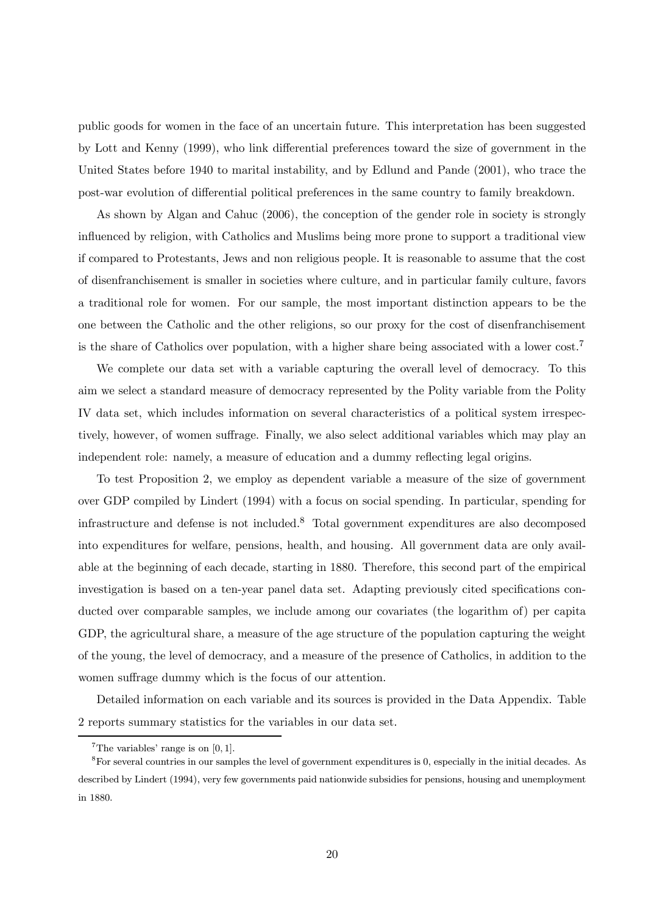public goods for women in the face of an uncertain future. This interpretation has been suggested by Lott and Kenny (1999), who link differential preferences toward the size of government in the United States before 1940 to marital instability, and by Edlund and Pande (2001), who trace the post-war evolution of differential political preferences in the same country to family breakdown.

As shown by Algan and Cahuc (2006), the conception of the gender role in society is strongly influenced by religion, with Catholics and Muslims being more prone to support a traditional view if compared to Protestants, Jews and non religious people. It is reasonable to assume that the cost of disenfranchisement is smaller in societies where culture, and in particular family culture, favors a traditional role for women. For our sample, the most important distinction appears to be the one between the Catholic and the other religions, so our proxy for the cost of disenfranchisement is the share of Catholics over population, with a higher share being associated with a lower cost.[7]

We complete our data set with a variable capturing the overall level of democracy. To this aim we select a standard measure of democracy represented by the Polity variable from the Polity IV data set, which includes information on several characteristics of a political system irrespectively, however, of women suffrage. Finally, we also select additional variables which may play an independent role: namely, a measure of education and a dummy reflecting legal origins.

To test Proposition 2, we employ as dependent variable a measure of the size of government over GDP compiled by Lindert (1994) with a focus on social spending. In particular, spending for infrastructure and defense is not included.[8] Total government expenditures are also decomposed into expenditures for welfare, pensions, health, and housing. All government data are only available at the beginning of each decade, starting in 1880. Therefore, this second part of the empirical investigation is based on a ten-year panel data set. Adapting previously cited specifications conducted over comparable samples, we include among our covariates (the logarithm of) per capita GDP, the agricultural share, a measure of the age structure of the population capturing the weight of the young, the level of democracy, and a measure of the presence of Catholics, in addition to the women suffrage dummy which is the focus of our attention.

Detailed information on each variable and its sources is provided in the Data Appendix. Table 2 reports summary statistics for the variables in our data set.

[7] The variables' range is on $[0, 1]$.

[8] For several countries in our samples the level of government expenditures is 0, especially in the initial decades. As described by Lindert (1994), very few governments paid nationwide subsidies for pensions, housing and unemployment in 1880.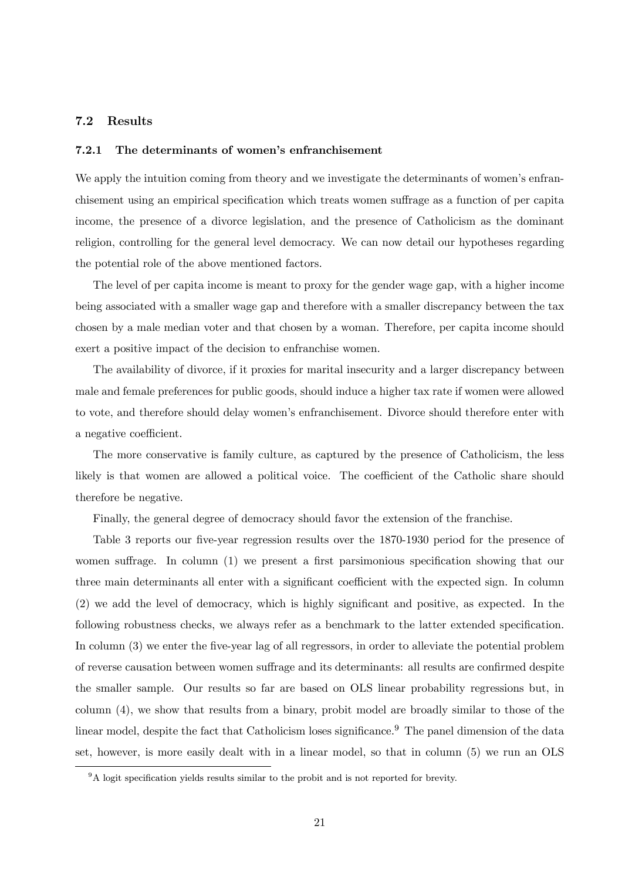### 7.2 Results

#### 7.2.1 The determinants of women's enfranchisement

We apply the intuition coming from theory and we investigate the determinants of women's enfranchisement using an empirical specification which treats women suffrage as a function of per capita income, the presence of a divorce legislation, and the presence of Catholicism as the dominant religion, controlling for the general level democracy. We can now detail our hypotheses regarding the potential role of the above mentioned factors.

The level of per capita income is meant to proxy for the gender wage gap, with a higher income being associated with a smaller wage gap and therefore with a smaller discrepancy between the tax chosen by a male median voter and that chosen by a woman. Therefore, per capita income should exert a positive impact of the decision to enfranchise women.

The availability of divorce, if it proxies for marital insecurity and a larger discrepancy between male and female preferences for public goods, should induce a higher tax rate if women were allowed to vote, and therefore should delay women's enfranchisement. Divorce should therefore enter with a negative coefficient.

The more conservative is family culture, as captured by the presence of Catholicism, the less likely is that women are allowed a political voice. The coefficient of the Catholic share should therefore be negative.

Finally, the general degree of democracy should favor the extension of the franchise.

Table 3 reports our five-year regression results over the 1870-1930 period for the presence of women suffrage. In column (1) we present a first parsimonious specification showing that our three main determinants all enter with a significant coefficient with the expected sign. In column (2) we add the level of democracy, which is highly significant and positive, as expected. In the following robustness checks, we always refer as a benchmark to the latter extended specification. In column (3) we enter the five-year lag of all regressors, in order to alleviate the potential problem of reverse causation between women suffrage and its determinants: all results are confirmed despite the smaller sample. Our results so far are based on OLS linear probability regressions but, in column (4), we show that results from a binary, probit model are broadly similar to those of the linear model, despite the fact that Catholicism loses significance.[9] The panel dimension of the data set, however, is more easily dealt with in a linear model, so that in column (5) we run an OLS

[9] A logit specification yields results similar to the probit and is not reported for brevity.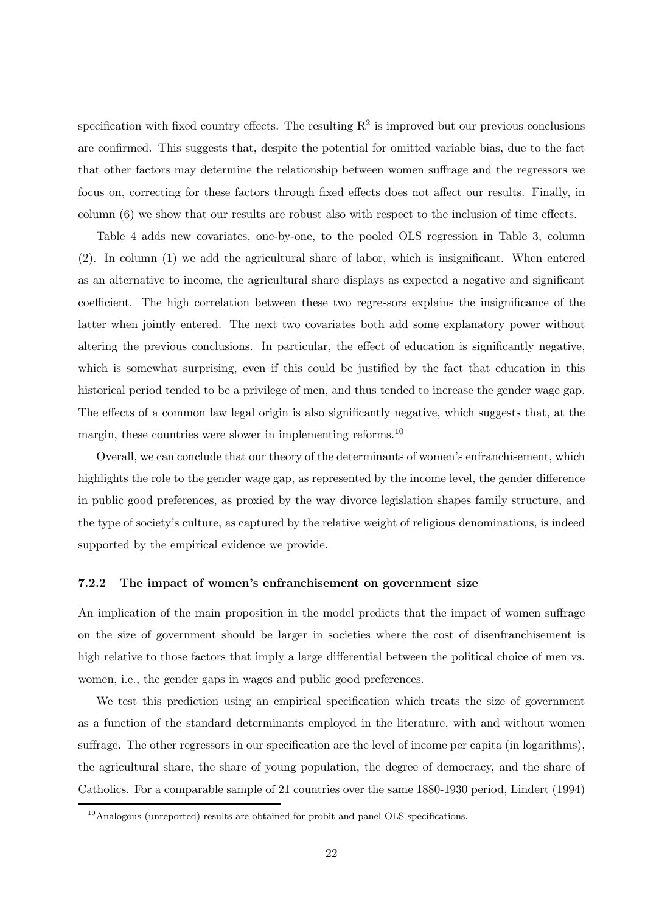specification with fixed country effects. The resulting $R^2$ is improved but our previous conclusions are confirmed. This suggests that, despite the potential for omitted variable bias, due to the fact that other factors may determine the relationship between women suffrage and the regressors we focus on, correcting for these factors through fixed effects does not affect our results. Finally, in column (6) we show that our results are robust also with respect to the inclusion of time effects.

Table 4 adds new covariates, one-by-one, to the pooled OLS regression in Table 3, column (2). In column (1) we add the agricultural share of labor, which is insignificant. When entered as an alternative to income, the agricultural share displays as expected a negative and significant coefficient. The high correlation between these two regressors explains the insignificance of the latter when jointly entered. The next two covariates both add some explanatory power without altering the previous conclusions. In particular, the effect of education is significantly negative, which is somewhat surprising, even if this could be justified by the fact that education in this historical period tended to be a privilege of men, and thus tended to increase the gender wage gap. The effects of a common law legal origin is also significantly negative, which suggests that, at the margin, these countries were slower in implementing reforms.[10]

Overall, we can conclude that our theory of the determinants of women's enfranchisement, which highlights the role to the gender wage gap, as represented by the income level, the gender difference in public good preferences, as proxied by the way divorce legislation shapes family structure, and the type of society's culture, as captured by the relative weight of religious denominations, is indeed supported by the empirical evidence we provide.

#### 7.2.2 The impact of women's enfranchisement on government size

An implication of the main proposition in the model predicts that the impact of women suffrage on the size of government should be larger in societies where the cost of disenfranchisement is high relative to those factors that imply a large differential between the political choice of men vs. women, i.e., the gender gaps in wages and public good preferences.

We test this prediction using an empirical specification which treats the size of government as a function of the standard determinants employed in the literature, with and without women suffrage. The other regressors in our specification are the level of income per capita (in logarithms), the agricultural share, the share of young population, the degree of democracy, and the share of Catholics. For a comparable sample of 21 countries over the same 1880-1930 period, Lindert (1994)

[10] Analogous (unreported) results are obtained for probit and panel OLS specifications.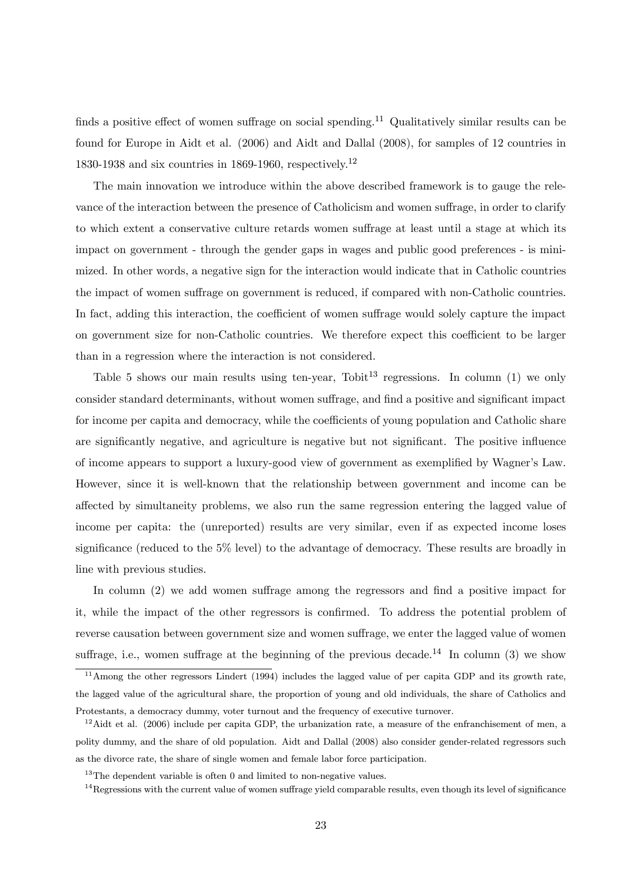finds a positive effect of women suffrage on social spending.[11] Qualitatively similar results can be found for Europe in Aidt et al. (2006) and Aidt and Dallal (2008), for samples of 12 countries in 1830-1938 and six countries in 1869-1960, respectively.[12]

The main innovation we introduce within the above described framework is to gauge the relevance of the interaction between the presence of Catholicism and women suffrage, in order to clarify to which extent a conservative culture retards women suffrage at least until a stage at which its impact on government - through the gender gaps in wages and public good preferences - is minimized. In other words, a negative sign for the interaction would indicate that in Catholic countries the impact of women suffrage on government is reduced, if compared with non-Catholic countries. In fact, adding this interaction, the coefficient of women suffrage would solely capture the impact on government size for non-Catholic countries. We therefore expect this coefficient to be larger than in a regression where the interaction is not considered.

Table 5 shows our main results using ten-year, Tobit[13] regressions. In column (1) we only consider standard determinants, without women suffrage, and find a positive and significant impact for income per capita and democracy, while the coefficients of young population and Catholic share are significantly negative, and agriculture is negative but not significant. The positive influence of income appears to support a luxury-good view of government as exemplified by Wagner's Law. However, since it is well-known that the relationship between government and income can be affected by simultaneity problems, we also run the same regression entering the lagged value of income per capita: the (unreported) results are very similar, even if as expected income loses significance (reduced to the 5% level) to the advantage of democracy. These results are broadly in line with previous studies.

In column (2) we add women suffrage among the regressors and find a positive impact for it, while the impact of the other regressors is confirmed. To address the potential problem of reverse causation between government size and women suffrage, we enter the lagged value of women suffrage, i.e., women suffrage at the beginning of the previous decade.[14] In column (3) we show

[11] Among the other regressors Lindert (1994) includes the lagged value of per capita GDP and its growth rate, the lagged value of the agricultural share, the proportion of young and old individuals, the share of Catholics and Protestants, a democracy dummy, voter turnout and the frequency of executive turnover.

[12] Aidt et al. (2006) include per capita GDP, the urbanization rate, a measure of the enfranchisement of men, a polity dummy, and the share of old population. Aidt and Dallal (2008) also consider gender-related regressors such as the divorce rate, the share of single women and female labor force participation.

[13] The dependent variable is often 0 and limited to non-negative values.

[14] Regressions with the current value of women suffrage yield comparable results, even though its level of significance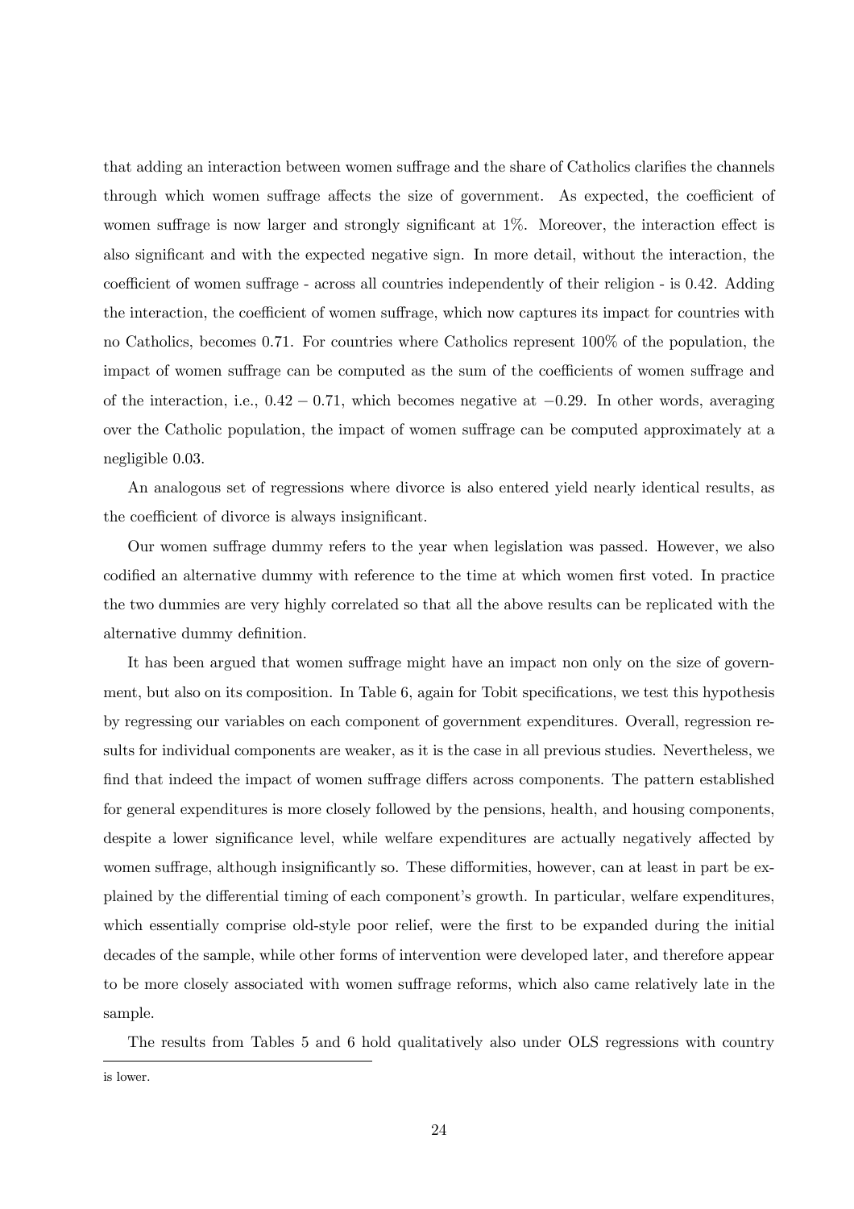that adding an interaction between women suffrage and the share of Catholics clarifies the channels through which women suffrage affects the size of government. As expected, the coefficient of women suffrage is now larger and strongly significant at 1%. Moreover, the interaction effect is also significant and with the expected negative sign. In more detail, without the interaction, the coefficient of women suffrage - across all countries independently of their religion - is 0.42. Adding the interaction, the coefficient of women suffrage, which now captures its impact for countries with no Catholics, becomes 0.71. For countries where Catholics represent 100% of the population, the impact of women suffrage can be computed as the sum of the coefficients of women suffrage and of the interaction, i.e., $0.42 - 0.71$, which becomes negative at $-0.29$. In other words, averaging over the Catholic population, the impact of women suffrage can be computed approximately at a negligible 0.03.

An analogous set of regressions where divorce is also entered yield nearly identical results, as the coefficient of divorce is always insignificant.

Our women suffrage dummy refers to the year when legislation was passed. However, we also codified an alternative dummy with reference to the time at which women first voted. In practice the two dummies are very highly correlated so that all the above results can be replicated with the alternative dummy definition.

It has been argued that women suffrage might have an impact non only on the size of government, but also on its composition. In Table 6, again for Tobit specifications, we test this hypothesis by regressing our variables on each component of government expenditures. Overall, regression results for individual components are weaker, as it is the case in all previous studies. Nevertheless, we find that indeed the impact of women suffrage differs across components. The pattern established for general expenditures is more closely followed by the pensions, health, and housing components, despite a lower significance level, while welfare expenditures are actually negatively affected by women suffrage, although insignificantly so. These difformities, however, can at least in part be explained by the differential timing of each component's growth. In particular, welfare expenditures, which essentially comprise old-style poor relief, were the first to be expanded during the initial decades of the sample, while other forms of intervention were developed later, and therefore appear to be more closely associated with women suffrage reforms, which also came relatively late in the sample.

The results from Tables 5 and 6 hold qualitatively also under OLS regressions with country

---

is lower.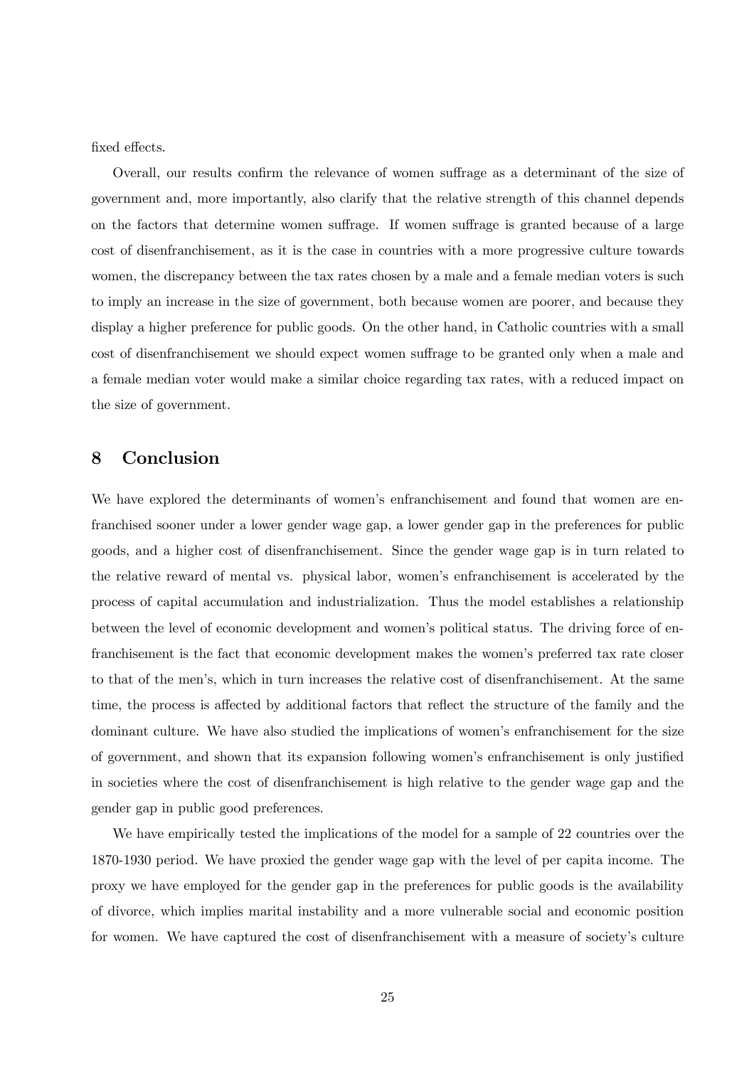fixed effects.

Overall, our results confirm the relevance of women suffrage as a determinant of the size of government and, more importantly, also clarify that the relative strength of this channel depends on the factors that determine women suffrage. If women suffrage is granted because of a large cost of disenfranchisement, as it is the case in countries with a more progressive culture towards women, the discrepancy between the tax rates chosen by a male and a female median voters is such to imply an increase in the size of government, both because women are poorer, and because they display a higher preference for public goods. On the other hand, in Catholic countries with a small cost of disenfranchisement we should expect women suffrage to be granted only when a male and a female median voter would make a similar choice regarding tax rates, with a reduced impact on the size of government.

## 8 Conclusion

We have explored the determinants of women's enfranchisement and found that women are enfranchised sooner under a lower gender wage gap, a lower gender gap in the preferences for public goods, and a higher cost of disenfranchisement. Since the gender wage gap is in turn related to the relative reward of mental vs. physical labor, women's enfranchisement is accelerated by the process of capital accumulation and industrialization. Thus the model establishes a relationship between the level of economic development and women's political status. The driving force of enfranchisement is the fact that economic development makes the women's preferred tax rate closer to that of the men's, which in turn increases the relative cost of disenfranchisement. At the same time, the process is affected by additional factors that reflect the structure of the family and the dominant culture. We have also studied the implications of women's enfranchisement for the size of government, and shown that its expansion following women's enfranchisement is only justified in societies where the cost of disenfranchisement is high relative to the gender wage gap and the gender gap in public good preferences.

We have empirically tested the implications of the model for a sample of 22 countries over the 1870-1930 period. We have proxied the gender wage gap with the level of per capita income. The proxy we have employed for the gender gap in the preferences for public goods is the availability of divorce, which implies marital instability and a more vulnerable social and economic position for women. We have captured the cost of disenfranchisement with a measure of society's culture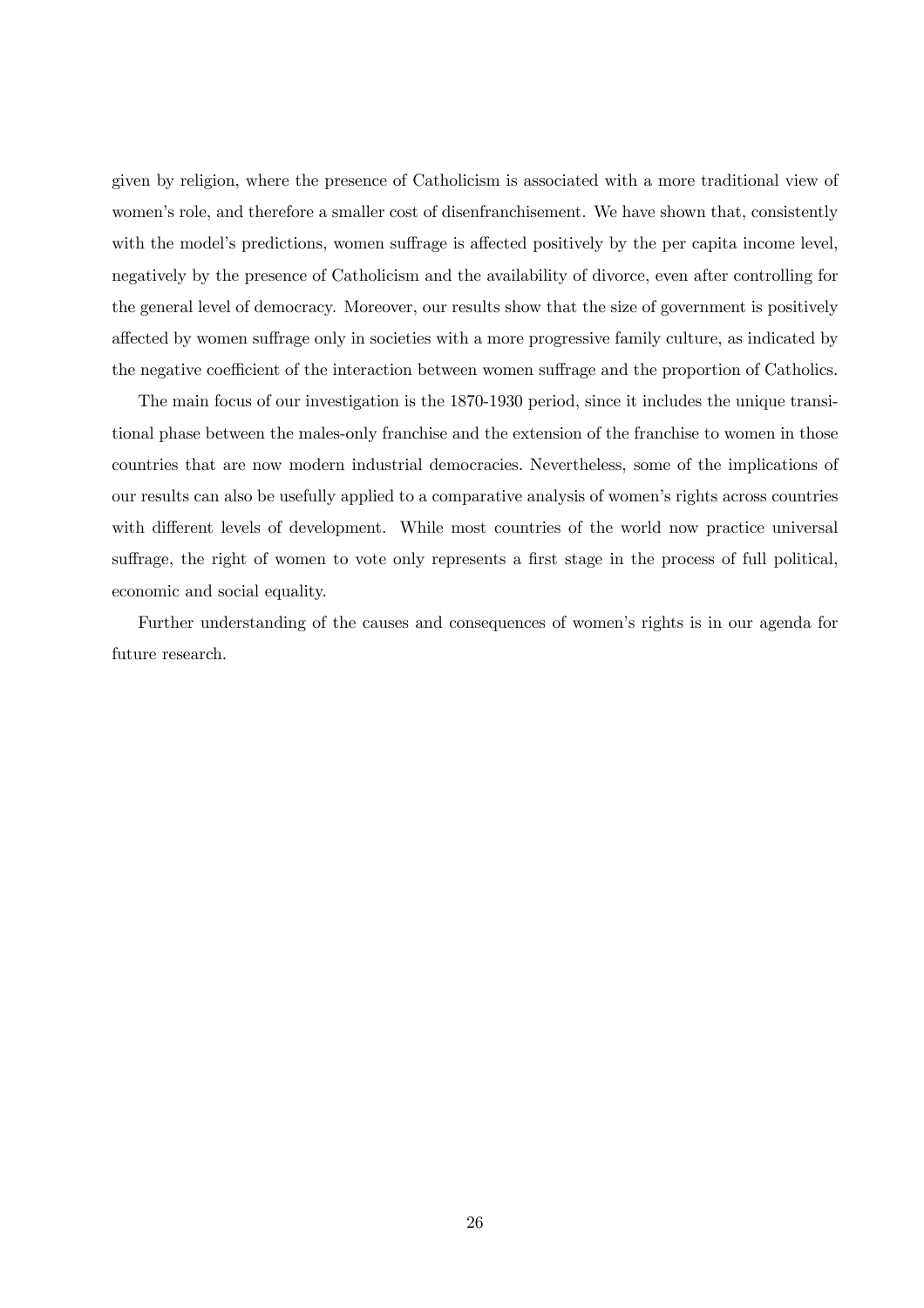given by religion, where the presence of Catholicism is associated with a more traditional view of women's role, and therefore a smaller cost of disenfranchisement. We have shown that, consistently with the model's predictions, women suffrage is affected positively by the per capita income level, negatively by the presence of Catholicism and the availability of divorce, even after controlling for the general level of democracy. Moreover, our results show that the size of government is positively affected by women suffrage only in societies with a more progressive family culture, as indicated by the negative coefficient of the interaction between women suffrage and the proportion of Catholics.

The main focus of our investigation is the 1870-1930 period, since it includes the unique transitional phase between the males-only franchise and the extension of the franchise to women in those countries that are now modern industrial democracies. Nevertheless, some of the implications of our results can also be usefully applied to a comparative analysis of women's rights across countries with different levels of development. While most countries of the world now practice universal suffrage, the right of women to vote only represents a first stage in the process of full political, economic and social equality.

Further understanding of the causes and consequences of women's rights is in our agenda for future research.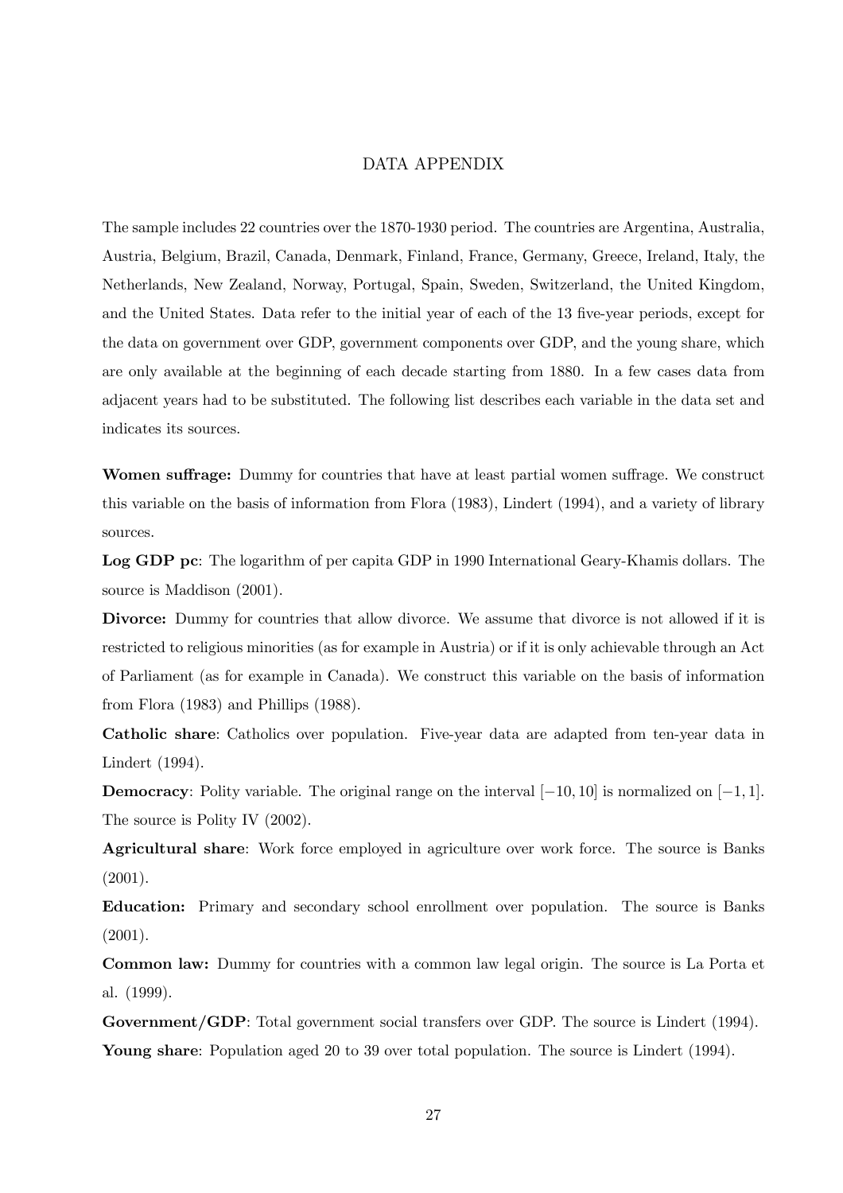# DATA APPENDIX

The sample includes 22 countries over the 1870-1930 period. The countries are Argentina, Australia, Austria, Belgium, Brazil, Canada, Denmark, Finland, France, Germany, Greece, Ireland, Italy, the Netherlands, New Zealand, Norway, Portugal, Spain, Sweden, Switzerland, the United Kingdom, and the United States. Data refer to the initial year of each of the 13 five-year periods, except for the data on government over GDP, government components over GDP, and the young share, which are only available at the beginning of each decade starting from 1880. In a few cases data from adjacent years had to be substituted. The following list describes each variable in the data set and indicates its sources.

**Women suffrage:** Dummy for countries that have at least partial women suffrage. We construct this variable on the basis of information from Flora (1983), Lindert (1994), and a variety of library sources.

**Log GDP pc**: The logarithm of per capita GDP in 1990 International Geary-Khamis dollars. The source is Maddison (2001).

**Divorce:** Dummy for countries that allow divorce. We assume that divorce is not allowed if it is restricted to religious minorities (as for example in Austria) or if it is only achievable through an Act of Parliament (as for example in Canada). We construct this variable on the basis of information from Flora (1983) and Phillips (1988).

**Catholic share**: Catholics over population. Five-year data are adapted from ten-year data in Lindert (1994).

**Democracy**: Polity variable. The original range on the interval $[-10, 10]$ is normalized on $[-1, 1]$. The source is Polity IV (2002).

**Agricultural share**: Work force employed in agriculture over work force. The source is Banks (2001).

**Education:** Primary and secondary school enrollment over population. The source is Banks (2001).

**Common law:** Dummy for countries with a common law legal origin. The source is La Porta et al. (1999).

**Government/GDP**: Total government social transfers over GDP. The source is Lindert (1994).

**Young share**: Population aged 20 to 39 over total population. The source is Lindert (1994).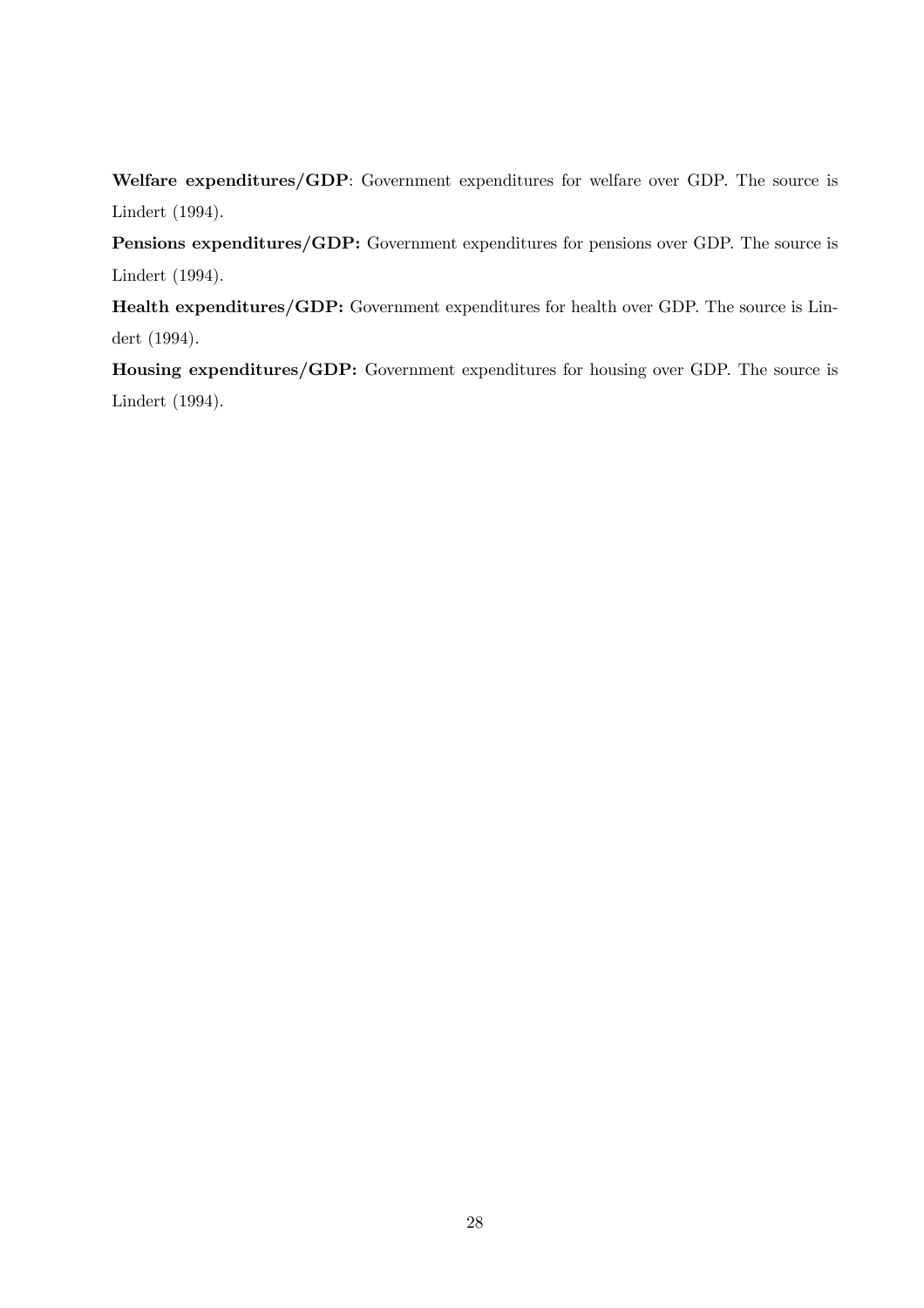**Welfare expenditures/GDP**: Government expenditures for welfare over GDP. The source is Lindert (1994).

**Pensions expenditures/GDP:** Government expenditures for pensions over GDP. The source is Lindert (1994).

**Health expenditures/GDP:** Government expenditures for health over GDP. The source is Lindert (1994).

**Housing expenditures/GDP:** Government expenditures for housing over GDP. The source is Lindert (1994).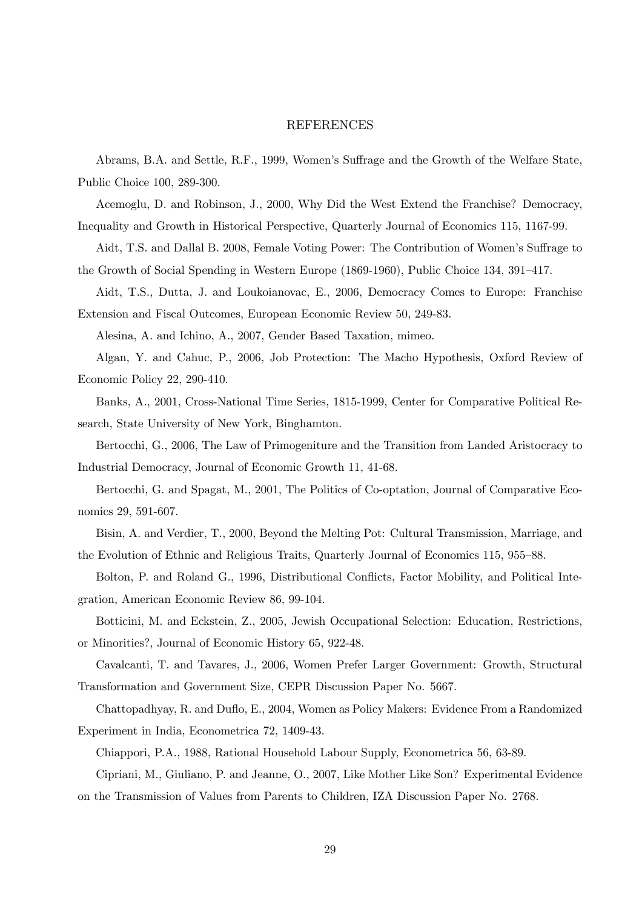# REFERENCES

Abrams, B.A. and Settle, R.F., 1999, Women's Suffrage and the Growth of the Welfare State, Public Choice 100, 289-300.

Acemoglu, D. and Robinson, J., 2000, Why Did the West Extend the Franchise? Democracy, Inequality and Growth in Historical Perspective, Quarterly Journal of Economics 115, 1167-99.

Aidt, T.S. and Dallal B. 2008, Female Voting Power: The Contribution of Women's Suffrage to the Growth of Social Spending in Western Europe (1869-1960), Public Choice 134, 391–417.

Aidt, T.S., Dutta, J. and Loukoianovac, E., 2006, Democracy Comes to Europe: Franchise Extension and Fiscal Outcomes, European Economic Review 50, 249-83.

Alesina, A. and Ichino, A., 2007, Gender Based Taxation, mimeo.

Algan, Y. and Cahuc, P., 2006, Job Protection: The Macho Hypothesis, Oxford Review of Economic Policy 22, 290-410.

Banks, A., 2001, Cross-National Time Series, 1815-1999, Center for Comparative Political Research, State University of New York, Binghamton.

Bertocchi, G., 2006, The Law of Primogeniture and the Transition from Landed Aristocracy to Industrial Democracy, Journal of Economic Growth 11, 41-68.

Bertocchi, G. and Spagat, M., 2001, The Politics of Co-optation, Journal of Comparative Economics 29, 591-607.

Bisin, A. and Verdier, T., 2000, Beyond the Melting Pot: Cultural Transmission, Marriage, and the Evolution of Ethnic and Religious Traits, Quarterly Journal of Economics 115, 955–88.

Bolton, P. and Roland G., 1996, Distributional Conflicts, Factor Mobility, and Political Integration, American Economic Review 86, 99-104.

Botticini, M. and Eckstein, Z., 2005, Jewish Occupational Selection: Education, Restrictions, or Minorities?, Journal of Economic History 65, 922-48.

Cavalcanti, T. and Tavares, J., 2006, Women Prefer Larger Government: Growth, Structural Transformation and Government Size, CEPR Discussion Paper No. 5667.

Chattopadhyay, R. and Duflo, E., 2004, Women as Policy Makers: Evidence From a Randomized Experiment in India, Econometrica 72, 1409-43.

Chiappori, P.A., 1988, Rational Household Labour Supply, Econometrica 56, 63-89.

Cipriani, M., Giuliano, P. and Jeanne, O., 2007, Like Mother Like Son? Experimental Evidence on the Transmission of Values from Parents to Children, IZA Discussion Paper No. 2768.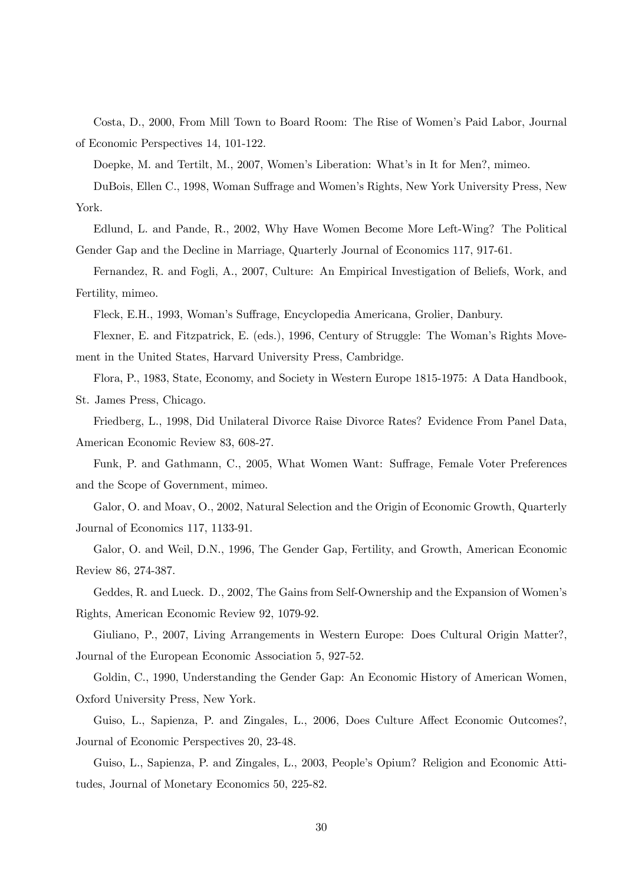Costa, D., 2000, From Mill Town to Board Room: The Rise of Women's Paid Labor, Journal of Economic Perspectives 14, 101-122.

Doepke, M. and Tertilt, M., 2007, Women's Liberation: What's in It for Men?, mimeo.

DuBois, Ellen C., 1998, Woman Suffrage and Women's Rights, New York University Press, New York.

Edlund, L. and Pande, R., 2002, Why Have Women Become More Left-Wing? The Political Gender Gap and the Decline in Marriage, Quarterly Journal of Economics 117, 917-61.

Fernandez, R. and Fogli, A., 2007, Culture: An Empirical Investigation of Beliefs, Work, and Fertility, mimeo.

Fleck, E.H., 1993, Woman's Suffrage, Encyclopedia Americana, Grolier, Danbury.

Flexner, E. and Fitzpatrick, E. (eds.), 1996, Century of Struggle: The Woman's Rights Movement in the United States, Harvard University Press, Cambridge.

Flora, P., 1983, State, Economy, and Society in Western Europe 1815-1975: A Data Handbook, St. James Press, Chicago.

Friedberg, L., 1998, Did Unilateral Divorce Raise Divorce Rates? Evidence From Panel Data, American Economic Review 83, 608-27.

Funk, P. and Gathmann, C., 2005, What Women Want: Suffrage, Female Voter Preferences and the Scope of Government, mimeo.

Galor, O. and Moav, O., 2002, Natural Selection and the Origin of Economic Growth, Quarterly Journal of Economics 117, 1133-91.

Galor, O. and Weil, D.N., 1996, The Gender Gap, Fertility, and Growth, American Economic Review 86, 274-387.

Geddes, R. and Lueck. D., 2002, The Gains from Self-Ownership and the Expansion of Women's Rights, American Economic Review 92, 1079-92.

Giuliano, P., 2007, Living Arrangements in Western Europe: Does Cultural Origin Matter?, Journal of the European Economic Association 5, 927-52.

Goldin, C., 1990, Understanding the Gender Gap: An Economic History of American Women, Oxford University Press, New York.

Guiso, L., Sapienza, P. and Zingales, L., 2006, Does Culture Affect Economic Outcomes?, Journal of Economic Perspectives 20, 23-48.

Guiso, L., Sapienza, P. and Zingales, L., 2003, People's Opium? Religion and Economic Attitudes, Journal of Monetary Economics 50, 225-82.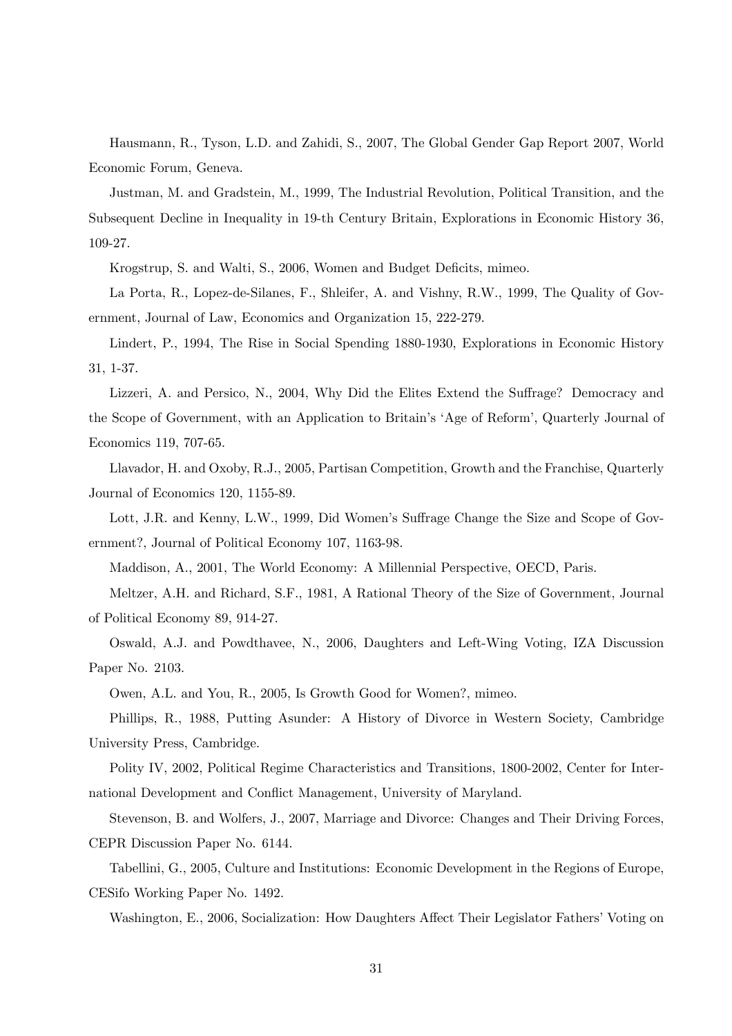Hausmann, R., Tyson, L.D. and Zahidi, S., 2007, The Global Gender Gap Report 2007, World Economic Forum, Geneva.

Justman, M. and Gradstein, M., 1999, The Industrial Revolution, Political Transition, and the Subsequent Decline in Inequality in 19-th Century Britain, Explorations in Economic History 36, 109-27.

Krogstrup, S. and Walti, S., 2006, Women and Budget Deficits, mimeo.

La Porta, R., Lopez-de-Silanes, F., Shleifer, A. and Vishny, R.W., 1999, The Quality of Government, Journal of Law, Economics and Organization 15, 222-279.

Lindert, P., 1994, The Rise in Social Spending 1880-1930, Explorations in Economic History 31, 1-37.

Lizzeri, A. and Persico, N., 2004, Why Did the Elites Extend the Suffrage? Democracy and the Scope of Government, with an Application to Britain's 'Age of Reform', Quarterly Journal of Economics 119, 707-65.

Llavador, H. and Oxoby, R.J., 2005, Partisan Competition, Growth and the Franchise, Quarterly Journal of Economics 120, 1155-89.

Lott, J.R. and Kenny, L.W., 1999, Did Women's Suffrage Change the Size and Scope of Government?, Journal of Political Economy 107, 1163-98.

Maddison, A., 2001, The World Economy: A Millennial Perspective, OECD, Paris.

Meltzer, A.H. and Richard, S.F., 1981, A Rational Theory of the Size of Government, Journal of Political Economy 89, 914-27.

Oswald, A.J. and Powdthavee, N., 2006, Daughters and Left-Wing Voting, IZA Discussion Paper No. 2103.

Owen, A.L. and You, R., 2005, Is Growth Good for Women?, mimeo.

Phillips, R., 1988, Putting Asunder: A History of Divorce in Western Society, Cambridge University Press, Cambridge.

Polity IV, 2002, Political Regime Characteristics and Transitions, 1800-2002, Center for International Development and Conflict Management, University of Maryland.

Stevenson, B. and Wolfers, J., 2007, Marriage and Divorce: Changes and Their Driving Forces, CEPR Discussion Paper No. 6144.

Tabellini, G., 2005, Culture and Institutions: Economic Development in the Regions of Europe, CESifo Working Paper No. 1492.

Washington, E., 2006, Socialization: How Daughters Affect Their Legislator Fathers' Voting on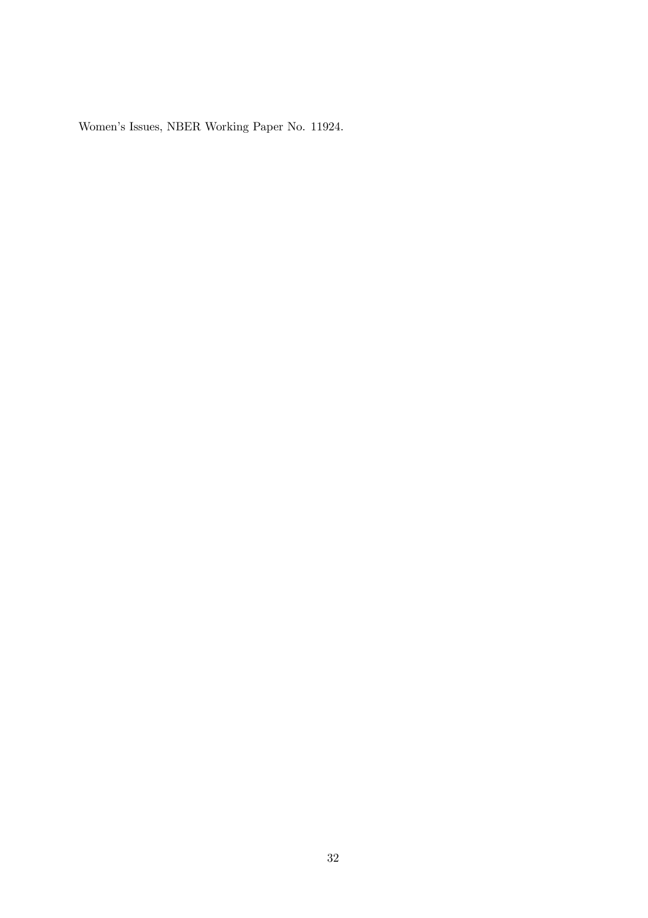Women's Issues, NBER Working Paper No. 11924.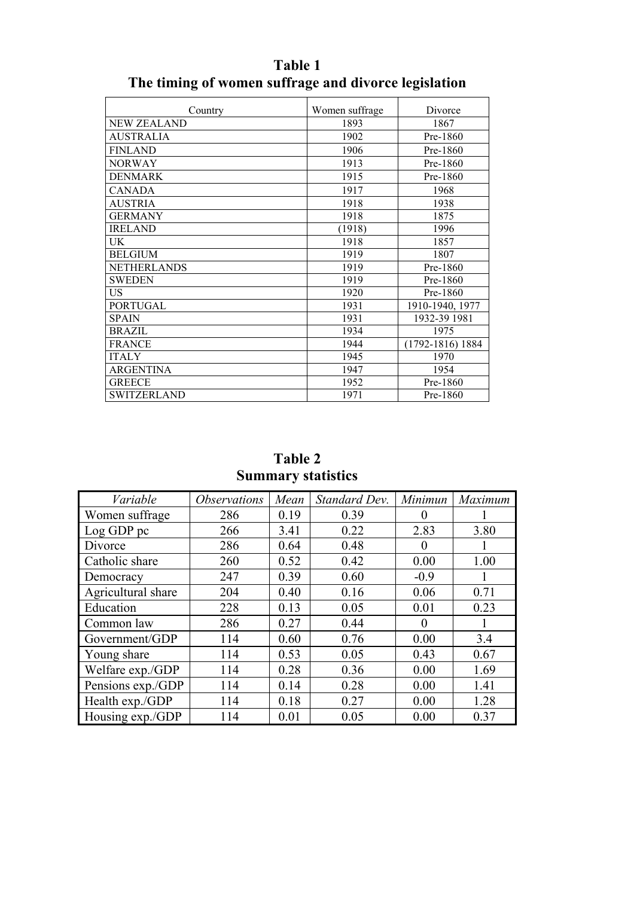**Table 1**
**The timing of women suffrage and divorce legislation**

| Country | Women suffrage | Divorce |
|---|---|---|
| NEW ZEALAND | 1893 | 1867 |
| AUSTRALIA | 1902 | Pre-1860 |
| FINLAND | 1906 | Pre-1860 |
| NORWAY | 1913 | Pre-1860 |
| DENMARK | 1915 | Pre-1860 |
| CANADA | 1917 | 1968 |
| AUSTRIA | 1918 | 1938 |
| GERMANY | 1918 | 1875 |
| IRELAND | (1918) | 1996 |
| UK | 1918 | 1857 |
| BELGIUM | 1919 | 1807 |
| NETHERLANDS | 1919 | Pre-1860 |
| SWEDEN | 1919 | Pre-1860 |
| US | 1920 | Pre-1860 |
| PORTUGAL | 1931 | 1910-1940, 1977 |
| SPAIN | 1931 | 1932-39 1981 |
| BRAZIL | 1934 | 1975 |
| FRANCE | 1944 | (1792-1816) 1884 |
| ITALY | 1945 | 1970 |
| ARGENTINA | 1947 | 1954 |
| GREECE | 1952 | Pre-1860 |
| SWITZERLAND | 1971 | Pre-1860 |

**Table 2**
**Summary statistics**

| *Variable* | *Observations* | *Mean* | *Standard Dev.* | *Minimun* | *Maximum* |
|---|---|---|---|---|---|
| Women suffrage | 286 | 0.19 | 0.39 | 0 | 1 |
| Log GDP pc | 266 | 3.41 | 0.22 | 2.83 | 3.80 |
| Divorce | 286 | 0.64 | 0.48 | 0 | 1 |
| Catholic share | 260 | 0.52 | 0.42 | 0.00 | 1.00 |
| Democracy | 247 | 0.39 | 0.60 | -0.9 | 1 |
| Agricultural share | 204 | 0.40 | 0.16 | 0.06 | 0.71 |
| Education | 228 | 0.13 | 0.05 | 0.01 | 0.23 |
| Common law | 286 | 0.27 | 0.44 | 0 | 1 |
| Government/GDP | 114 | 0.60 | 0.76 | 0.00 | 3.4 |
| Young share | 114 | 0.53 | 0.05 | 0.43 | 0.67 |
| Welfare exp./GDP | 114 | 0.28 | 0.36 | 0.00 | 1.69 |
| Pensions exp./GDP | 114 | 0.14 | 0.28 | 0.00 | 1.41 |
| Health exp./GDP | 114 | 0.18 | 0.27 | 0.00 | 1.28 |
| Housing exp./GDP | 114 | 0.01 | 0.05 | 0.00 | 0.37 |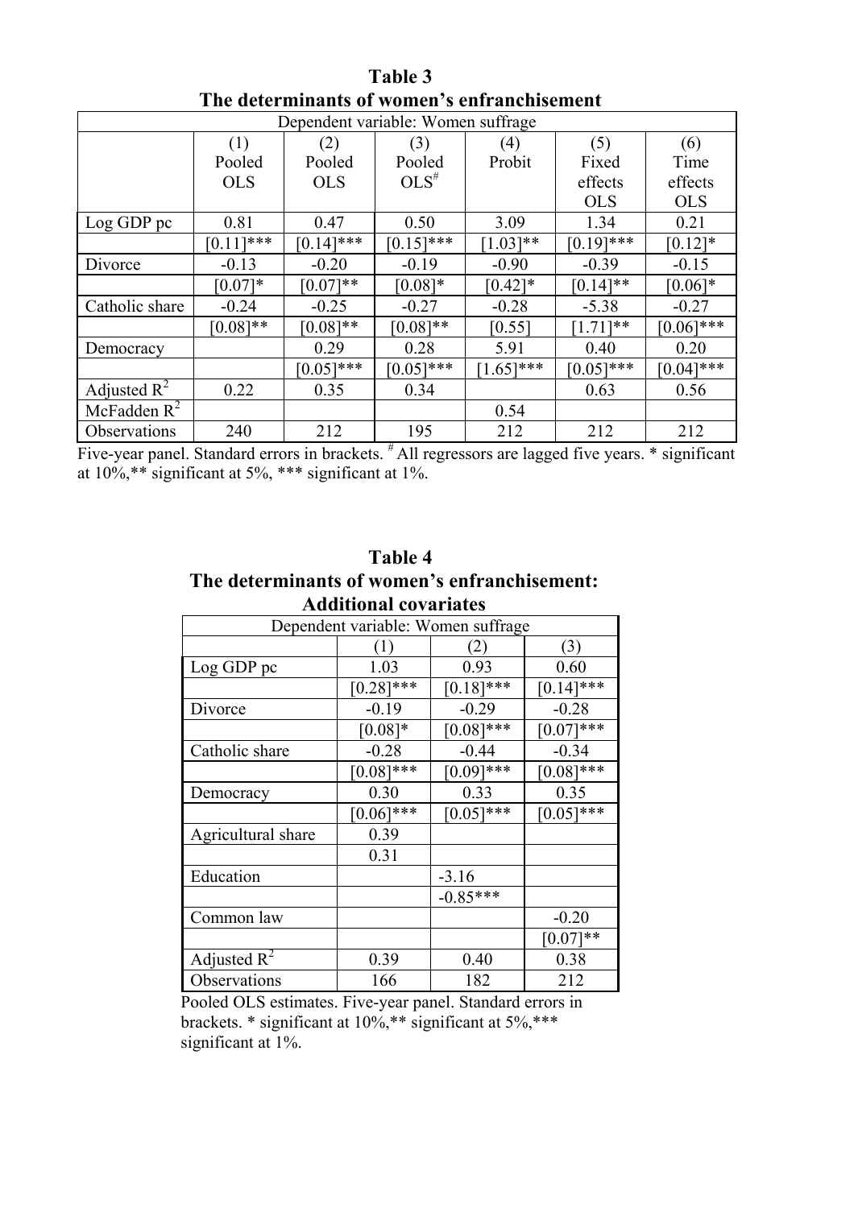**Table 3**
**The determinants of women's enfranchisement**

| Dependent variable: Women suffrage | | | | | | |
|---|---|---|---|---|---|---|
| | (1) Pooled OLS | (2) Pooled OLS | (3) Pooled OLS[#] | (4) Probit | (5) Fixed effects OLS | (6) Time effects OLS |
| Log GDP pc | 0.81 | 0.47 | 0.50 | 3.09 | 1.34 | 0.21 |
| | [0.11]*** | [0.14]*** | [0.15]*** | [1.03]** | [0.19]*** | [0.12]* |
| Divorce | -0.13 | -0.20 | -0.19 | -0.90 | -0.39 | -0.15 |
| | [0.07]* | [0.07]** | [0.08]* | [0.42]* | [0.14]** | [0.06]* |
| Catholic share | -0.24 | -0.25 | -0.27 | -0.28 | -5.38 | -0.27 |
| | [0.08]** | [0.08]** | [0.08]** | [0.55] | [1.71]** | [0.06]*** |
| Democracy | | 0.29 | 0.28 | 5.91 | 0.40 | 0.20 |
| | | [0.05]*** | [0.05]*** | [1.65]*** | [0.05]*** | [0.04]*** |
| Adjusted $R^2$ | 0.22 | 0.35 | 0.34 | | 0.63 | 0.56 |
| McFadden $R^2$ | | | | 0.54 | | |
| Observations | 240 | 212 | 195 | 212 | 212 | 212 |

Five-year panel. Standard errors in brackets. [#] All regressors are lagged five years. * significant at 10%,** significant at 5%, *** significant at 1%.

**Table 4**
**The determinants of women's enfranchisement: Additional covariates**

| Dependent variable: Women suffrage | | | |
|---|---|---|---|
| | (1) | (2) | (3) |
| Log GDP pc | 1.03 | 0.93 | 0.60 |
| | [0.28]*** | [0.18]*** | [0.14]*** |
| Divorce | -0.19 | -0.29 | -0.28 |
| | [0.08]* | [0.08]*** | [0.07]*** |
| Catholic share | -0.28 | -0.44 | -0.34 |
| | [0.08]*** | [0.09]*** | [0.08]*** |
| Democracy | 0.30 | 0.33 | 0.35 |
| | [0.06]*** | [0.05]*** | [0.05]*** |
| Agricultural share | 0.39 | | |
| | 0.31 | | |
| Education | | -3.16 | |
| | | -0.85*** | |
| Common law | | | -0.20 |
| | | | [0.07]** |
| Adjusted $R^2$ | 0.39 | 0.40 | 0.38 |
| Observations | 166 | 182 | 212 |

Pooled OLS estimates. Five-year panel. Standard errors in brackets. * significant at 10%,** significant at 5%,*** significant at 1%.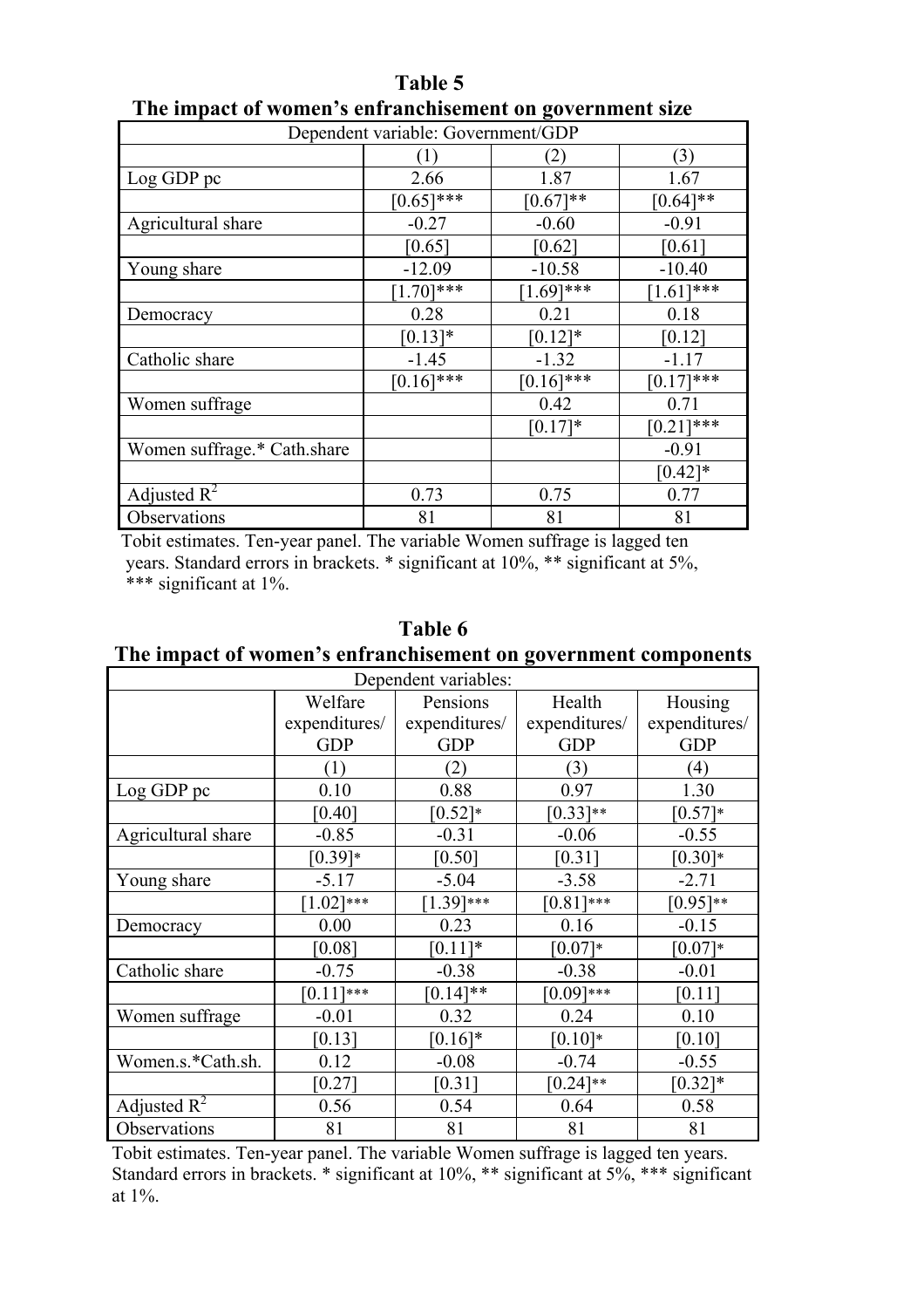**Table 5**

**The impact of women's enfranchisement on government size**

| Dependent variable: Government/GDP | | | |
|---|---|---|---|
| | (1) | (2) | (3) |
| Log GDP pc | 2.66 | 1.87 | 1.67 |
| | [0.65]*** | [0.67]** | [0.64]** |
| Agricultural share | -0.27 | -0.60 | -0.91 |
| | [0.65] | [0.62] | [0.61] |
| Young share | -12.09 | -10.58 | -10.40 |
| | [1.70]*** | [1.69]*** | [1.61]*** |
| Democracy | 0.28 | 0.21 | 0.18 |
| | [0.13]* | [0.12]* | [0.12] |
| Catholic share | -1.45 | -1.32 | -1.17 |
| | [0.16]*** | [0.16]*** | [0.17]*** |
| Women suffrage | | 0.42 | 0.71 |
| | | [0.17]* | [0.21]*** |
| Women suffrage.* Cath.share | | | -0.91 |
| | | | [0.42]* |
| Adjusted $R^2$ | 0.73 | 0.75 | 0.77 |
| Observations | 81 | 81 | 81 |

Tobit estimates. Ten-year panel. The variable Women suffrage is lagged ten years. Standard errors in brackets. * significant at 10%, ** significant at 5%, *** significant at 1%.

**Table 6**

**The impact of women's enfranchisement on government components**

| Dependent variables: | | | | |
|---|---|---|---|---|
| | Welfare expenditures/ GDP | Pensions expenditures/ GDP | Health expenditures/ GDP | Housing expenditures/ GDP |
| | (1) | (2) | (3) | (4) |
| Log GDP pc | 0.10 | 0.88 | 0.97 | 1.30 |
| | [0.40] | [0.52]* | [0.33]** | [0.57]* |
| Agricultural share | -0.85 | -0.31 | -0.06 | -0.55 |
| | [0.39]* | [0.50] | [0.31] | [0.30]* |
| Young share | -5.17 | -5.04 | -3.58 | -2.71 |
| | [1.02]*** | [1.39]*** | [0.81]*** | [0.95]** |
| Democracy | 0.00 | 0.23 | 0.16 | -0.15 |
| | [0.08] | [0.11]* | [0.07]* | [0.07]* |
| Catholic share | -0.75 | -0.38 | -0.38 | -0.01 |
| | [0.11]*** | [0.14]** | [0.09]*** | [0.11] |
| Women suffrage | -0.01 | 0.32 | 0.24 | 0.10 |
| | [0.13] | [0.16]* | [0.10]* | [0.10] |
| Women.s.*Cath.sh. | 0.12 | -0.08 | -0.74 | -0.55 |
| | [0.27] | [0.31] | [0.24]** | [0.32]* |
| Adjusted $R^2$ | 0.56 | 0.54 | 0.64 | 0.58 |
| Observations | 81 | 81 | 81 | 81 |

Tobit estimates. Ten-year panel. The variable Women suffrage is lagged ten years. Standard errors in brackets. * significant at 10%, ** significant at 5%, *** significant at 1%.